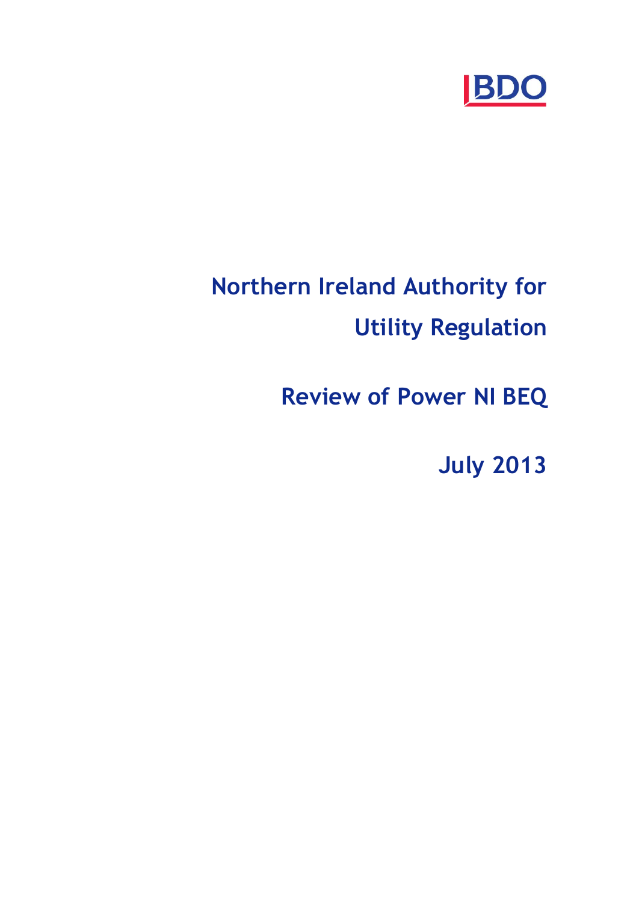BDO

# Northern Ireland Authority for Utility Regulation

# Review of Power NI BEQ

# July 2013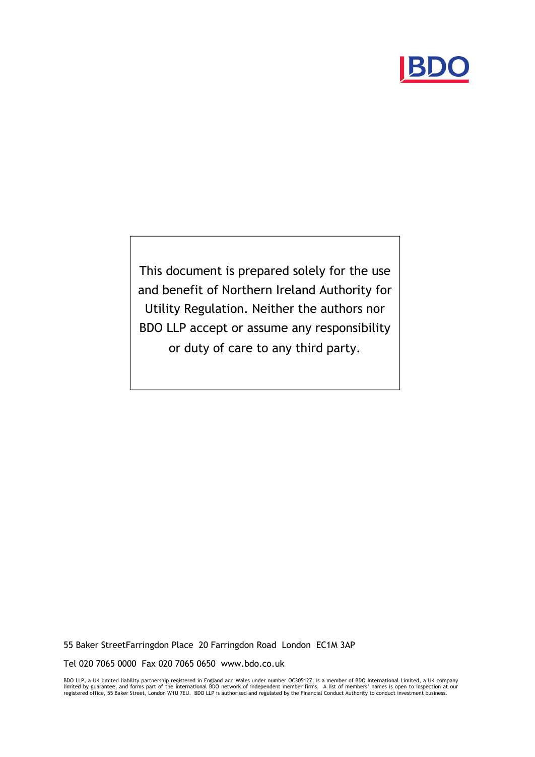This document is prepared solely for the use and benefit of Northern Ireland Authority for Utility Regulation. Neither the authors nor BDO LLP accept or assume any responsibility or duty of care to any third party.

55 Baker StreetFarringdon Place 20 Farringdon Road London EC1M 3AP

Tel 020 7065 0000 Fax 020 7065 0650 www.bdo.co.uk

BDO LLP, a UK limited liability partnership registered in England and Wales under number OC305127, is a member of BDO International Limited, a UK company limited by guarantee, and forms part of the international BDO network of independent member firms. A list of members' names is open to inspection at our registered office, 55 Baker Street, London W1U 7EU. BDO LLP is authorised and regulated by the Financial Conduct Authority to conduct investment business.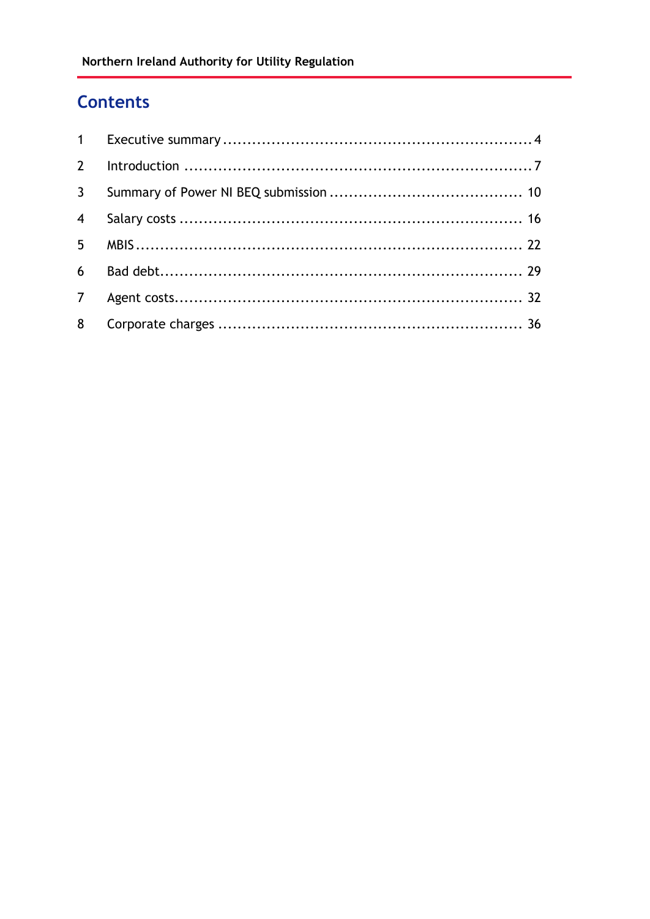# Contents

| | | |
|---|---|---|
| 1 | Executive summary | 4 |
| 2 | Introduction | 7 |
| 3 | Summary of Power NI BEQ submission | 10 |
| 4 | Salary costs | 16 |
| 5 | MBIS | 22 |
| 6 | Bad debt | 29 |
| 7 | Agent costs | 32 |
| 8 | Corporate charges | 36 |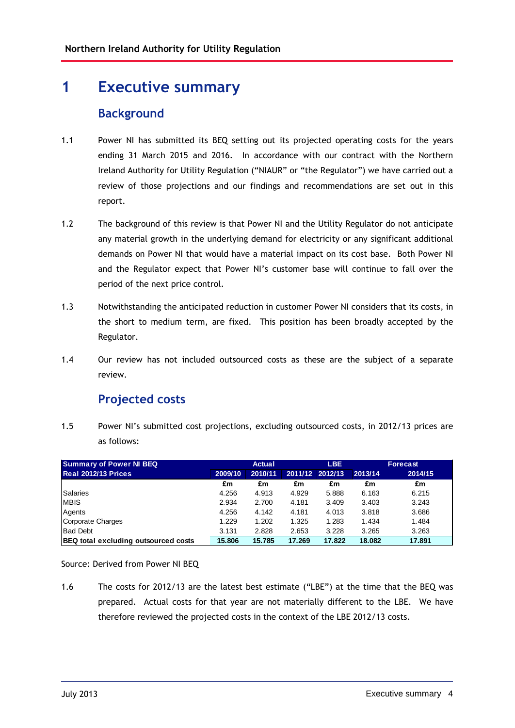# 1 Executive summary

## Background

1.1 Power NI has submitted its BEQ setting out its projected operating costs for the years ending 31 March 2015 and 2016. In accordance with our contract with the Northern Ireland Authority for Utility Regulation ("NIAUR" or "the Regulator") we have carried out a review of those projections and our findings and recommendations are set out in this report.

1.2 The background of this review is that Power NI and the Utility Regulator do not anticipate any material growth in the underlying demand for electricity or any significant additional demands on Power NI that would have a material impact on its cost base. Both Power NI and the Regulator expect that Power NI's customer base will continue to fall over the period of the next price control.

1.3 Notwithstanding the anticipated reduction in customer Power NI considers that its costs, in the short to medium term, are fixed. This position has been broadly accepted by the Regulator.

1.4 Our review has not included outsourced costs as these are the subject of a separate review.

## Projected costs

1.5 Power NI's submitted cost projections, excluding outsourced costs, in 2012/13 prices are as follows:

| Summary of Power NI BEQ | Actual | | | LBE | Forecast | |
|---|---|---|---|---|---|---|
| Real 2012/13 Prices | 2009/10 | 2010/11 | 2011/12 | 2012/13 | 2013/14 | 2014/15 |
| | £m | £m | £m | £m | £m | £m |
| Salaries | 4.256 | 4.913 | 4.929 | 5.888 | 6.163 | 6.215 |
| MBIS | 2.934 | 2.700 | 4.181 | 3.409 | 3.403 | 3.243 |
| Agents | 4.256 | 4.142 | 4.181 | 4.013 | 3.818 | 3.686 |
| Corporate Charges | 1.229 | 1.202 | 1.325 | 1.283 | 1.434 | 1.484 |
| Bad Debt | 3.131 | 2.828 | 2.653 | 3.228 | 3.265 | 3.263 |
| **BEQ total excluding outsourced costs** | **15.806** | **15.785** | **17.269** | **17.822** | **18.082** | **17.891** |

Source: Derived from Power NI BEQ

1.6 The costs for 2012/13 are the latest best estimate ("LBE") at the time that the BEQ was prepared. Actual costs for that year are not materially different to the LBE. We have therefore reviewed the projected costs in the context of the LBE 2012/13 costs.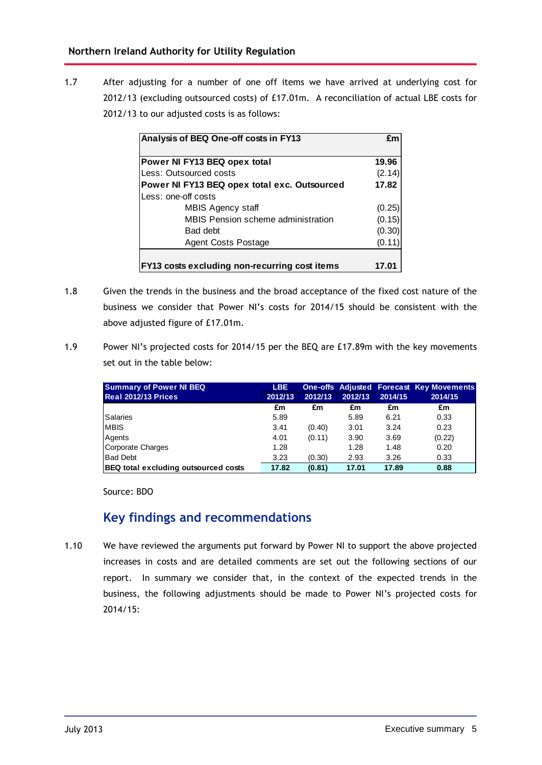1.7 After adjusting for a number of one off items we have arrived at underlying cost for 2012/13 (excluding outsourced costs) of £17.01m. A reconciliation of actual LBE costs for 2012/13 to our adjusted costs is as follows:

| Analysis of BEQ One-off costs in FY13 | £m |
|---|---|
| **Power NI FY13 BEQ opex total** | **19.96** |
| Less: Outsourced costs | (2.14) |
| **Power NI FY13 BEQ opex total exc. Outsourced** | **17.82** |
| Less: one-off costs | |
| MBIS Agency staff | (0.25) |
| MBIS Pension scheme administration | (0.15) |
| Bad debt | (0.30) |
| Agent Costs Postage | (0.11) |
| **FY13 costs excluding non-recurring cost items** | **17.01** |

1.8 Given the trends in the business and the broad acceptance of the fixed cost nature of the business we consider that Power NI's costs for 2014/15 should be consistent with the above adjusted figure of £17.01m.

1.9 Power NI's projected costs for 2014/15 per the BEQ are £17.89m with the key movements set out in the table below:

| Summary of Power NI BEQ Real 2012/13 Prices | LBE 2012/13 | One-offs 2012/13 | Adjusted 2012/13 | Forecast 2014/15 | Key Movements 2014/15 |
|---|---|---|---|---|---|
| | £m | £m | £m | £m | £m |
| Salaries | 5.89 | | 5.89 | 6.21 | 0.33 |
| MBIS | 3.41 | (0.40) | 3.01 | 3.24 | 0.23 |
| Agents | 4.01 | (0.11) | 3.90 | 3.69 | (0.22) |
| Corporate Charges | 1.28 | | 1.28 | 1.48 | 0.20 |
| Bad Debt | 3.23 | (0.30) | 2.93 | 3.26 | 0.33 |
| **BEQ total excluding outsourced costs** | **17.82** | **(0.81)** | **17.01** | **17.89** | **0.88** |

Source: BDO

## Key findings and recommendations

1.10 We have reviewed the arguments put forward by Power NI to support the above projected increases in costs and are detailed comments are set out the following sections of our report. In summary we consider that, in the context of the expected trends in the business, the following adjustments should be made to Power NI's projected costs for 2014/15: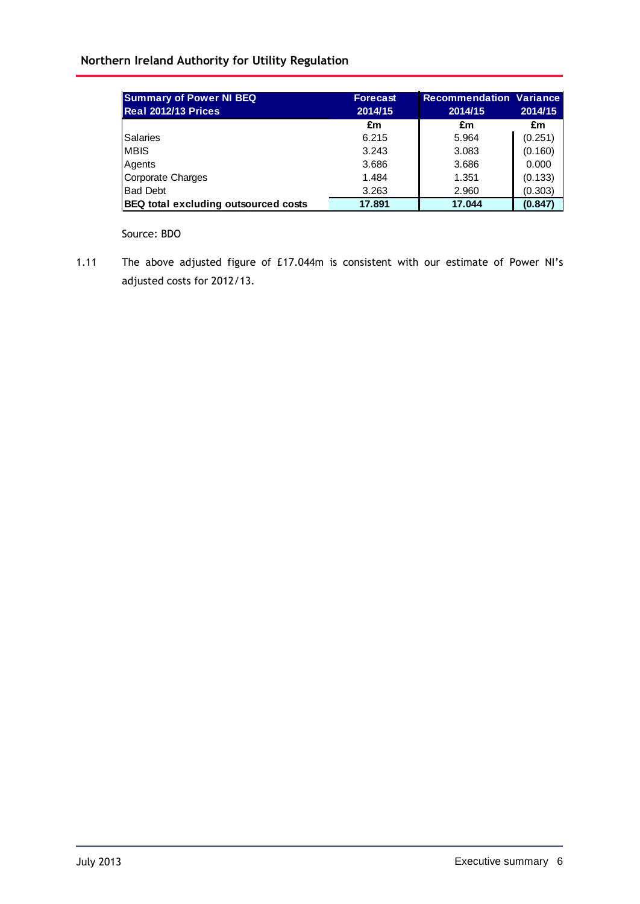| Summary of Power NI BEQ<br>Real 2012/13 Prices | Forecast<br>2014/15 | Recommendation<br>2014/15 | Variance<br>2014/15 |
|---|---|---|---|
| | £m | £m | £m |
| Salaries | 6.215 | 5.964 | (0.251) |
| MBIS | 3.243 | 3.083 | (0.160) |
| Agents | 3.686 | 3.686 | 0.000 |
| Corporate Charges | 1.484 | 1.351 | (0.133) |
| Bad Debt | 3.263 | 2.960 | (0.303) |
| **BEQ total excluding outsourced costs** | **17.891** | **17.044** | **(0.847)** |

Source: BDO

1.11 The above adjusted figure of £17.044m is consistent with our estimate of Power NI's adjusted costs for 2012/13.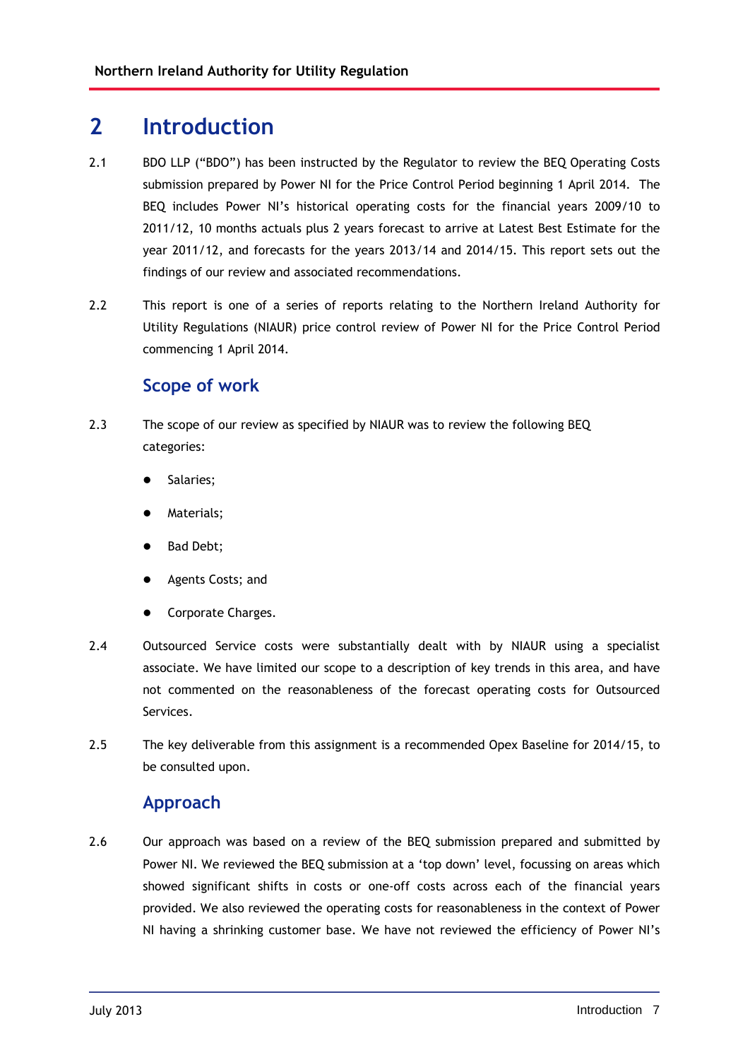# 2 Introduction

2.1 BDO LLP ("BDO") has been instructed by the Regulator to review the BEQ Operating Costs submission prepared by Power NI for the Price Control Period beginning 1 April 2014. The BEQ includes Power NI's historical operating costs for the financial years 2009/10 to 2011/12, 10 months actuals plus 2 years forecast to arrive at Latest Best Estimate for the year 2011/12, and forecasts for the years 2013/14 and 2014/15. This report sets out the findings of our review and associated recommendations.

2.2 This report is one of a series of reports relating to the Northern Ireland Authority for Utility Regulations (NIAUR) price control review of Power NI for the Price Control Period commencing 1 April 2014.

## Scope of work

2.3 The scope of our review as specified by NIAUR was to review the following BEQ categories:

- Salaries;
- Materials;
- Bad Debt;
- Agents Costs; and
- Corporate Charges.

2.4 Outsourced Service costs were substantially dealt with by NIAUR using a specialist associate. We have limited our scope to a description of key trends in this area, and have not commented on the reasonableness of the forecast operating costs for Outsourced Services.

2.5 The key deliverable from this assignment is a recommended Opex Baseline for 2014/15, to be consulted upon.

## Approach

2.6 Our approach was based on a review of the BEQ submission prepared and submitted by Power NI. We reviewed the BEQ submission at a 'top down' level, focussing on areas which showed significant shifts in costs or one-off costs across each of the financial years provided. We also reviewed the operating costs for reasonableness in the context of Power NI having a shrinking customer base. We have not reviewed the efficiency of Power NI's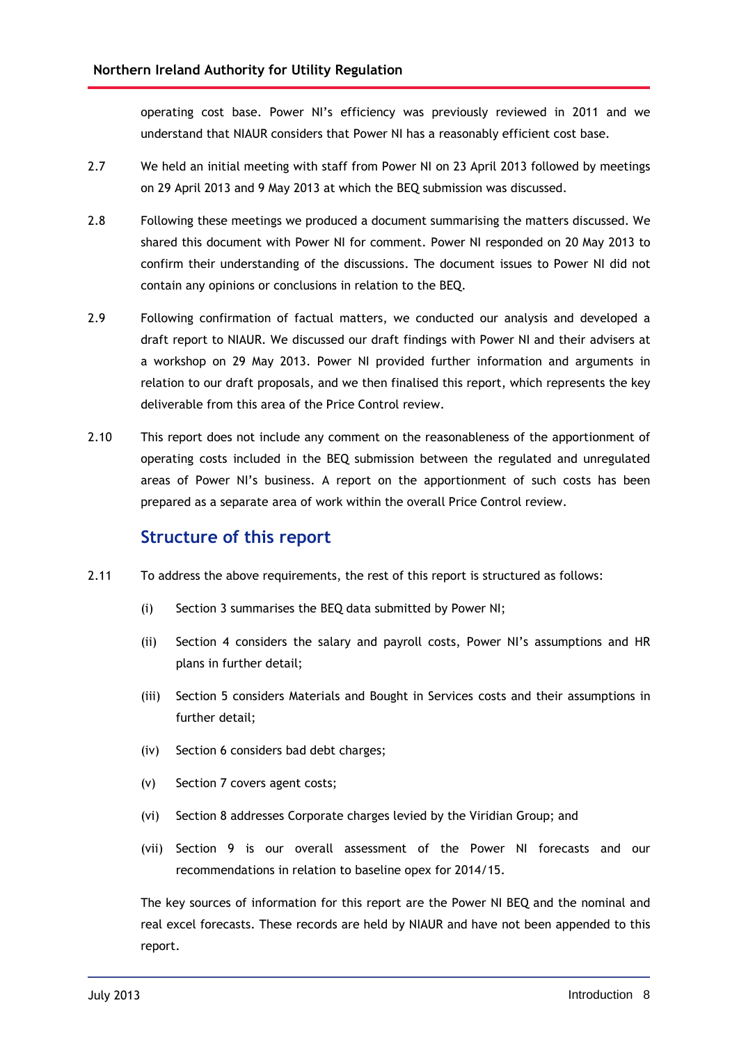operating cost base. Power NI's efficiency was previously reviewed in 2011 and we understand that NIAUR considers that Power NI has a reasonably efficient cost base.

2.7 We held an initial meeting with staff from Power NI on 23 April 2013 followed by meetings on 29 April 2013 and 9 May 2013 at which the BEQ submission was discussed.

2.8 Following these meetings we produced a document summarising the matters discussed. We shared this document with Power NI for comment. Power NI responded on 20 May 2013 to confirm their understanding of the discussions. The document issues to Power NI did not contain any opinions or conclusions in relation to the BEQ.

2.9 Following confirmation of factual matters, we conducted our analysis and developed a draft report to NIAUR. We discussed our draft findings with Power NI and their advisers at a workshop on 29 May 2013. Power NI provided further information and arguments in relation to our draft proposals, and we then finalised this report, which represents the key deliverable from this area of the Price Control review.

2.10 This report does not include any comment on the reasonableness of the apportionment of operating costs included in the BEQ submission between the regulated and unregulated areas of Power NI's business. A report on the apportionment of such costs has been prepared as a separate area of work within the overall Price Control review.

## Structure of this report

2.11 To address the above requirements, the rest of this report is structured as follows:

(i) Section 3 summarises the BEQ data submitted by Power NI;

(ii) Section 4 considers the salary and payroll costs, Power NI's assumptions and HR plans in further detail;

(iii) Section 5 considers Materials and Bought in Services costs and their assumptions in further detail;

(iv) Section 6 considers bad debt charges;

(v) Section 7 covers agent costs;

(vi) Section 8 addresses Corporate charges levied by the Viridian Group; and

(vii) Section 9 is our overall assessment of the Power NI forecasts and our recommendations in relation to baseline opex for 2014/15.

The key sources of information for this report are the Power NI BEQ and the nominal and real excel forecasts. These records are held by NIAUR and have not been appended to this report.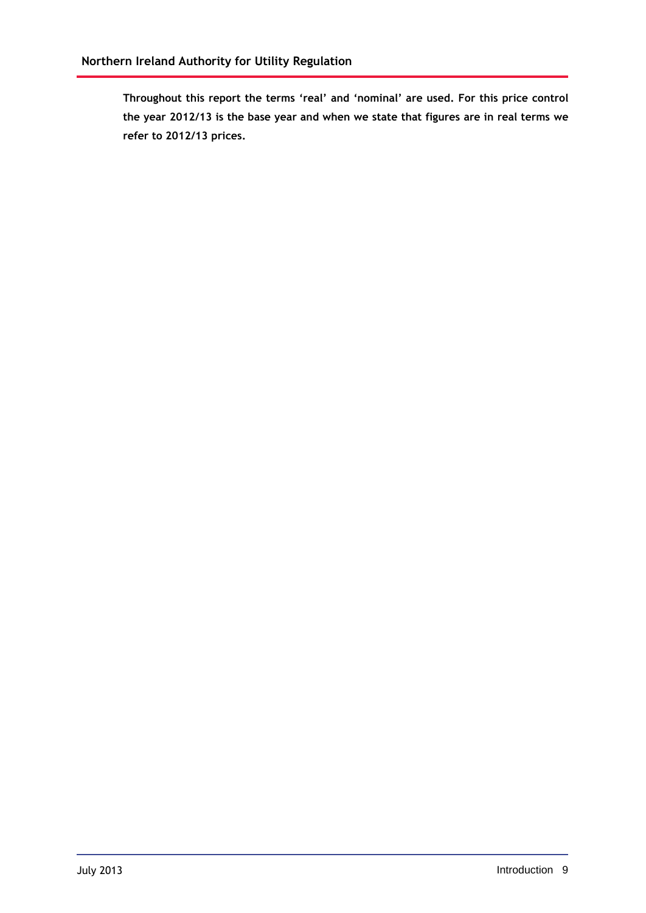**Throughout this report the terms 'real' and 'nominal' are used. For this price control the year 2012/13 is the base year and when we state that figures are in real terms we refer to 2012/13 prices.**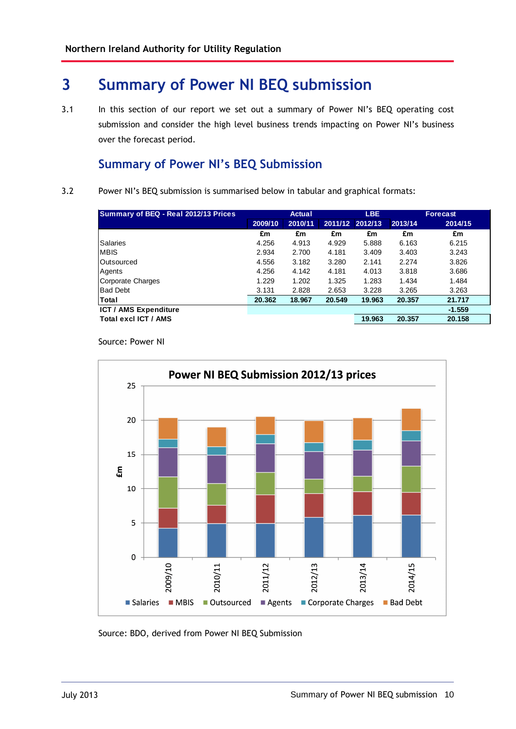# 3 Summary of Power NI BEQ submission

3.1 In this section of our report we set out a summary of Power NI's BEQ operating cost submission and consider the high level business trends impacting on Power NI's business over the forecast period.

## Summary of Power NI's BEQ Submission

3.2 Power NI's BEQ submission is summarised below in tabular and graphical formats:

| Summary of BEQ - Real 2012/13 Prices | Actual | | | LBE | Forecast | |
|---|---|---|---|---|---|---|
| | 2009/10 | 2010/11 | 2011/12 | 2012/13 | 2013/14 | 2014/15 |
| | £m | £m | £m | £m | £m | £m |
| Salaries | 4.256 | 4.913 | 4.929 | 5.888 | 6.163 | 6.215 |
| MBIS | 2.934 | 2.700 | 4.181 | 3.409 | 3.403 | 3.243 |
| Outsourced | 4.556 | 3.182 | 3.280 | 2.141 | 2.274 | 3.826 |
| Agents | 4.256 | 4.142 | 4.181 | 4.013 | 3.818 | 3.686 |
| Corporate Charges | 1.229 | 1.202 | 1.325 | 1.283 | 1.434 | 1.484 |
| Bad Debt | 3.131 | 2.828 | 2.653 | 3.228 | 3.265 | 3.263 |
| **Total** | **20.362** | **18.967** | **20.549** | **19.963** | **20.357** | **21.717** |
| **ICT / AMS Expenditure** | | | | | | **-1.559** |
| **Total excl ICT / AMS** | | | | **19.963** | **20.357** | **20.158** |

Source: Power NI

Source: BDO, derived from Power NI BEQ Submission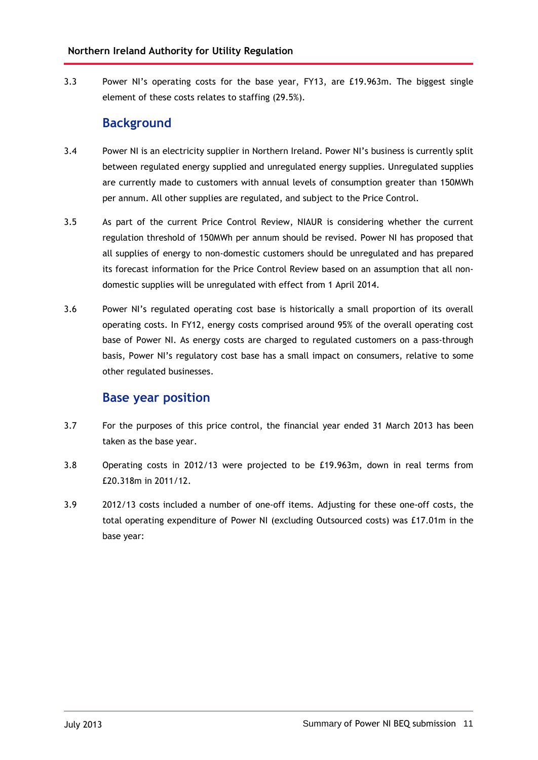3.3 Power NI's operating costs for the base year, FY13, are £19.963m. The biggest single element of these costs relates to staffing (29.5%).

## Background

3.4 Power NI is an electricity supplier in Northern Ireland. Power NI's business is currently split between regulated energy supplied and unregulated energy supplies. Unregulated supplies are currently made to customers with annual levels of consumption greater than 150MWh per annum. All other supplies are regulated, and subject to the Price Control.

3.5 As part of the current Price Control Review, NIAUR is considering whether the current regulation threshold of 150MWh per annum should be revised. Power NI has proposed that all supplies of energy to non-domestic customers should be unregulated and has prepared its forecast information for the Price Control Review based on an assumption that all non-domestic supplies will be unregulated with effect from 1 April 2014.

3.6 Power NI's regulated operating cost base is historically a small proportion of its overall operating costs. In FY12, energy costs comprised around 95% of the overall operating cost base of Power NI. As energy costs are charged to regulated customers on a pass-through basis, Power NI's regulatory cost base has a small impact on consumers, relative to some other regulated businesses.

## Base year position

3.7 For the purposes of this price control, the financial year ended 31 March 2013 has been taken as the base year.

3.8 Operating costs in 2012/13 were projected to be £19.963m, down in real terms from £20.318m in 2011/12.

3.9 2012/13 costs included a number of one-off items. Adjusting for these one-off costs, the total operating expenditure of Power NI (excluding Outsourced costs) was £17.01m in the base year: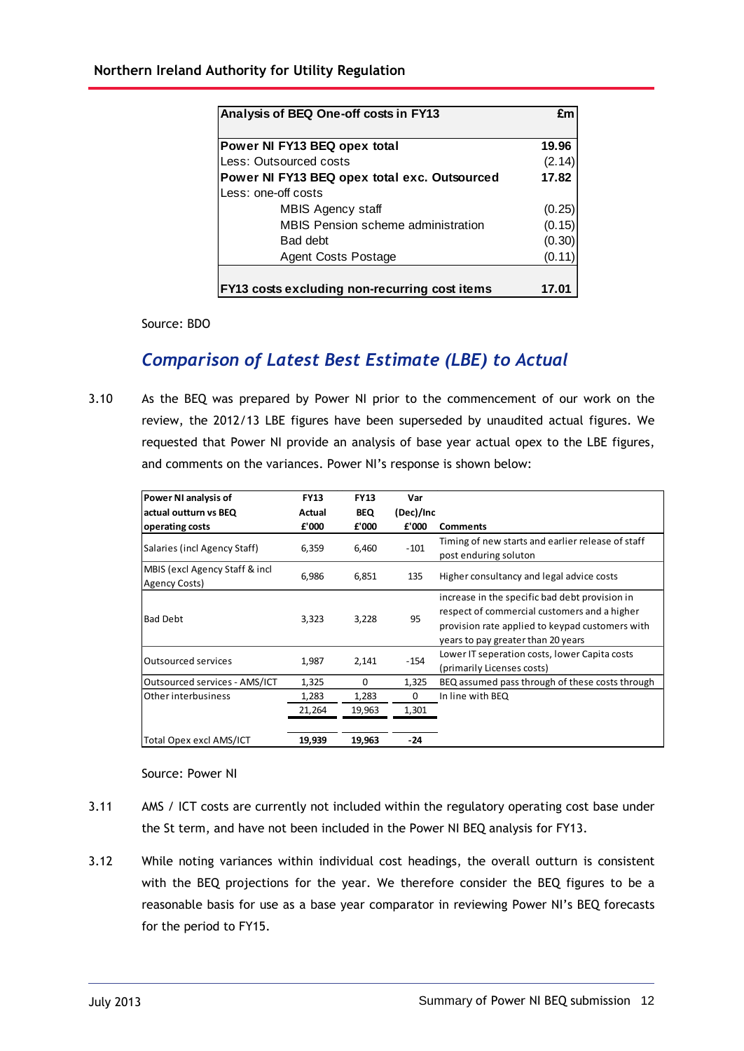| Analysis of BEQ One-off costs in FY13 | £m |
|---|---|
| **Power NI FY13 BEQ opex total** | **19.96** |
| Less: Outsourced costs | (2.14) |
| **Power NI FY13 BEQ opex total exc. Outsourced** | **17.82** |
| Less: one-off costs | |
| MBIS Agency staff | (0.25) |
| MBIS Pension scheme administration | (0.15) |
| Bad debt | (0.30) |
| Agent Costs Postage | (0.11) |
| **FY13 costs excluding non-recurring cost items** | **17.01** |

Source: BDO

## *Comparison of Latest Best Estimate (LBE) to Actual*

3.10 As the BEQ was prepared by Power NI prior to the commencement of our work on the review, the 2012/13 LBE figures have been superseded by unaudited actual figures. We requested that Power NI provide an analysis of base year actual opex to the LBE figures, and comments on the variances. Power NI's response is shown below:

| Power NI analysis of actual outturn vs BEQ operating costs | FY13 Actual £'000 | FY13 BEQ £'000 | Var (Dec)/Inc £'000 | Comments |
|---|---|---|---|---|
| Salaries (incl Agency Staff) | 6,359 | 6,460 | -101 | Timing of new starts and earlier release of staff post enduring soluton |
| MBIS (excl Agency Staff & incl Agency Costs) | 6,986 | 6,851 | 135 | Higher consultancy and legal advice costs |
| Bad Debt | 3,323 | 3,228 | 95 | increase in the specific bad debt provision in respect of commercial customers and a higher provision rate applied to keypad customers with years to pay greater than 20 years |
| Outsourced services | 1,987 | 2,141 | -154 | Lower IT seperation costs, lower Capita costs (primarily Licenses costs) |
| Outsourced services - AMS/ICT | 1,325 | 0 | 1,325 | BEQ assumed pass through of these costs through |
| Other interbusiness | 1,283 | 1,283 | 0 | In line with BEQ |
| | 21,264 | 19,963 | 1,301 | |
| Total Opex excl AMS/ICT | **19,939** | **19,963** | **-24** | |

Source: Power NI

3.11 AMS / ICT costs are currently not included within the regulatory operating cost base under the St term, and have not been included in the Power NI BEQ analysis for FY13.

3.12 While noting variances within individual cost headings, the overall outturn is consistent with the BEQ projections for the year. We therefore consider the BEQ figures to be a reasonable basis for use as a base year comparator in reviewing Power NI's BEQ forecasts for the period to FY15.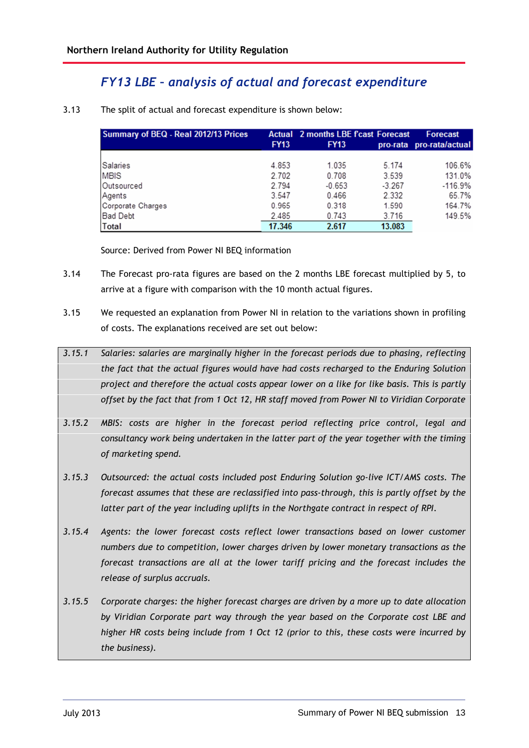## FY13 LBE – analysis of actual and forecast expenditure

3.13 The split of actual and forecast expenditure is shown below:

| Summary of BEQ - Real 2012/13 Prices | Actual FY13 | 2 months LBE f'cast FY13 | Forecast pro-rata | Forecast pro-rata/actual |
|---|---|---|---|---|
| Salaries | 4.853 | 1.035 | 5.174 | 106.6% |
| MBIS | 2.702 | 0.708 | 3.539 | 131.0% |
| Outsourced | 2.794 | -0.653 | -3.267 | -116.9% |
| Agents | 3.547 | 0.466 | 2.332 | 65.7% |
| Corporate Charges | 0.965 | 0.318 | 1.590 | 164.7% |
| Bad Debt | 2.485 | 0.743 | 3.716 | 149.5% |
| **Total** | **17.346** | **2.617** | **13.083** | |

Source: Derived from Power NI BEQ information

3.14 The Forecast pro-rata figures are based on the 2 months LBE forecast multiplied by 5, to arrive at a figure with comparison with the 10 month actual figures.

3.15 We requested an explanation from Power NI in relation to the variations shown in profiling of costs. The explanations received are set out below:

*3.15.1 Salaries: salaries are marginally higher in the forecast periods due to phasing, reflecting the fact that the actual figures would have had costs recharged to the Enduring Solution project and therefore the actual costs appear lower on a like for like basis. This is partly offset by the fact that from 1 Oct 12, HR staff moved from Power NI to Viridian Corporate*

*3.15.2 MBIS: costs are higher in the forecast period reflecting price control, legal and consultancy work being undertaken in the latter part of the year together with the timing of marketing spend.*

*3.15.3 Outsourced: the actual costs included post Enduring Solution go-live ICT/AMS costs. The forecast assumes that these are reclassified into pass-through, this is partly offset by the latter part of the year including uplifts in the Northgate contract in respect of RPI.*

*3.15.4 Agents: the lower forecast costs reflect lower transactions based on lower customer numbers due to competition, lower charges driven by lower monetary transactions as the forecast transactions are all at the lower tariff pricing and the forecast includes the release of surplus accruals.*

*3.15.5 Corporate charges: the higher forecast charges are driven by a more up to date allocation by Viridian Corporate part way through the year based on the Corporate cost LBE and higher HR costs being include from 1 Oct 12 (prior to this, these costs were incurred by the business).*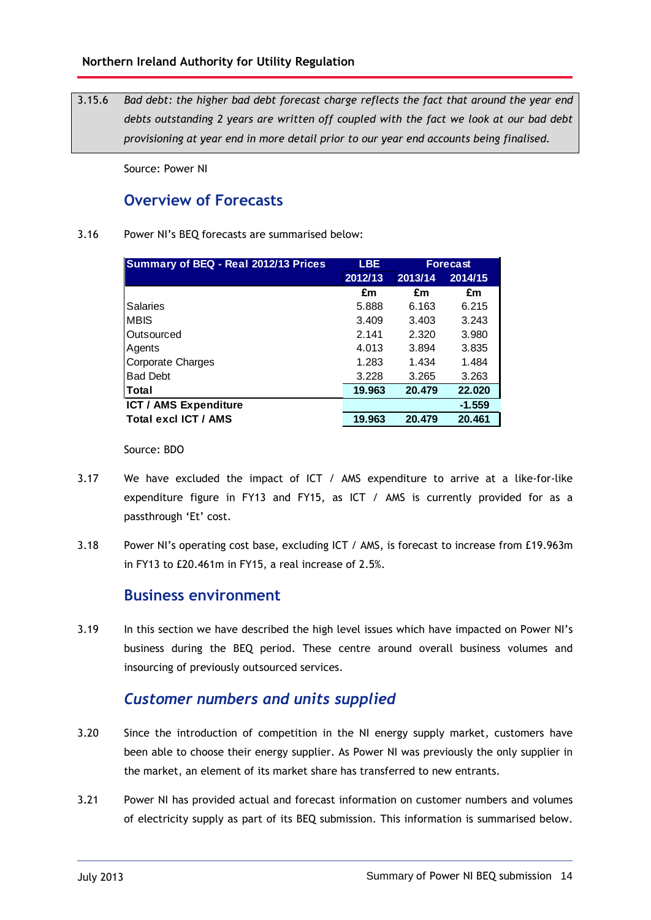| 3.15.6 | *Bad debt: the higher bad debt forecast charge reflects the fact that around the year end debts outstanding 2 years are written off coupled with the fact we look at our bad debt provisioning at year end in more detail prior to our year end accounts being finalised.* |
|---|---|

Source: Power NI

## Overview of Forecasts

3.16 Power NI's BEQ forecasts are summarised below:

| Summary of BEQ - Real 2012/13 Prices | LBE | Forecast | |
|---|---|---|---|
| | 2012/13 | 2013/14 | 2014/15 |
| | £m | £m | £m |
| Salaries | 5.888 | 6.163 | 6.215 |
| MBIS | 3.409 | 3.403 | 3.243 |
| Outsourced | 2.141 | 2.320 | 3.980 |
| Agents | 4.013 | 3.894 | 3.835 |
| Corporate Charges | 1.283 | 1.434 | 1.484 |
| Bad Debt | 3.228 | 3.265 | 3.263 |
| **Total** | **19.963** | **20.479** | **22.020** |
| **ICT / AMS Expenditure** | | | **-1.559** |
| **Total excl ICT / AMS** | **19.963** | **20.479** | **20.461** |

Source: BDO

3.17 We have excluded the impact of ICT / AMS expenditure to arrive at a like-for-like expenditure figure in FY13 and FY15, as ICT / AMS is currently provided for as a passthrough 'Et' cost.

3.18 Power NI's operating cost base, excluding ICT / AMS, is forecast to increase from £19.963m in FY13 to £20.461m in FY15, a real increase of 2.5%.

## Business environment

3.19 In this section we have described the high level issues which have impacted on Power NI's business during the BEQ period. These centre around overall business volumes and insourcing of previously outsourced services.

### *Customer numbers and units supplied*

3.20 Since the introduction of competition in the NI energy supply market, customers have been able to choose their energy supplier. As Power NI was previously the only supplier in the market, an element of its market share has transferred to new entrants.

3.21 Power NI has provided actual and forecast information on customer numbers and volumes of electricity supply as part of its BEQ submission. This information is summarised below.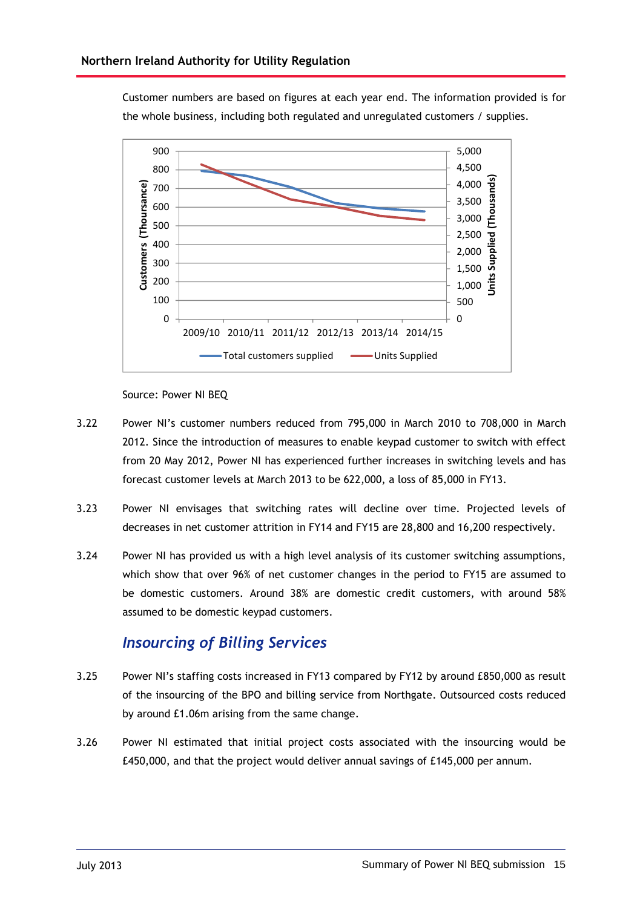Customer numbers are based on figures at each year end. The information provided is for the whole business, including both regulated and unregulated customers / supplies.

Source: Power NI BEQ

3.22 Power NI's customer numbers reduced from 795,000 in March 2010 to 708,000 in March 2012. Since the introduction of measures to enable keypad customer to switch with effect from 20 May 2012, Power NI has experienced further increases in switching levels and has forecast customer levels at March 2013 to be 622,000, a loss of 85,000 in FY13.

3.23 Power NI envisages that switching rates will decline over time. Projected levels of decreases in net customer attrition in FY14 and FY15 are 28,800 and 16,200 respectively.

3.24 Power NI has provided us with a high level analysis of its customer switching assumptions, which show that over 96% of net customer changes in the period to FY15 are assumed to be domestic customers. Around 38% are domestic credit customers, with around 58% assumed to be domestic keypad customers.

## *Insourcing of Billing Services*

3.25 Power NI's staffing costs increased in FY13 compared by FY12 by around £850,000 as result of the insourcing of the BPO and billing service from Northgate. Outsourced costs reduced by around £1.06m arising from the same change.

3.26 Power NI estimated that initial project costs associated with the insourcing would be £450,000, and that the project would deliver annual savings of £145,000 per annum.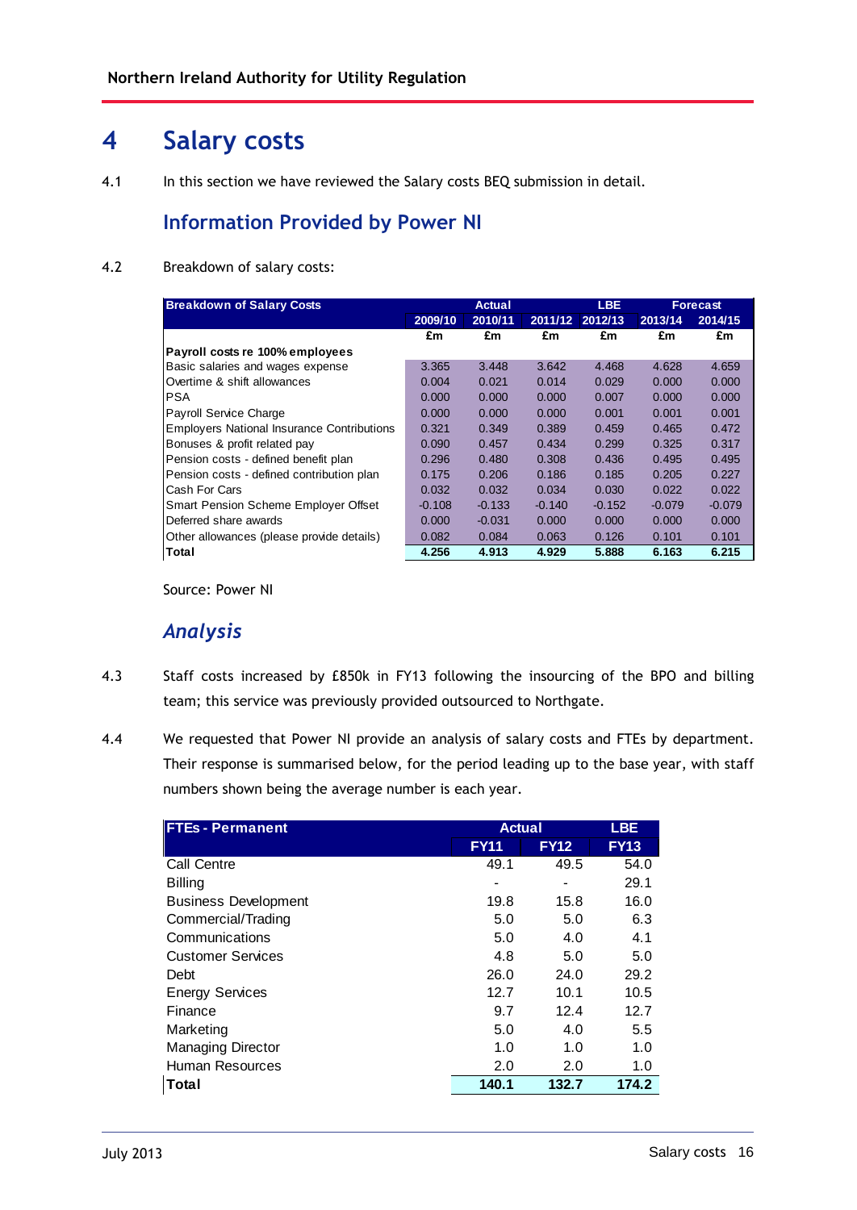# 4 Salary costs

4.1 In this section we have reviewed the Salary costs BEQ submission in detail.

## Information Provided by Power NI

4.2 Breakdown of salary costs:

| Breakdown of Salary Costs | Actual | | | LBE | Forecast | |
|---|---|---|---|---|---|---|
| | 2009/10 | 2010/11 | 2011/12 | 2012/13 | 2013/14 | 2014/15 |
| | £m | £m | £m | £m | £m | £m |
| **Payroll costs re 100% employees** | | | | | | |
| Basic salaries and wages expense | 3.365 | 3.448 | 3.642 | 4.468 | 4.628 | 4.659 |
| Overtime & shift allowances | 0.004 | 0.021 | 0.014 | 0.029 | 0.000 | 0.000 |
| PSA | 0.000 | 0.000 | 0.000 | 0.007 | 0.000 | 0.000 |
| Payroll Service Charge | 0.000 | 0.000 | 0.000 | 0.001 | 0.001 | 0.001 |
| Employers National Insurance Contributions | 0.321 | 0.349 | 0.389 | 0.459 | 0.465 | 0.472 |
| Bonuses & profit related pay | 0.090 | 0.457 | 0.434 | 0.299 | 0.325 | 0.317 |
| Pension costs - defined benefit plan | 0.296 | 0.480 | 0.308 | 0.436 | 0.495 | 0.495 |
| Pension costs - defined contribution plan | 0.175 | 0.206 | 0.186 | 0.185 | 0.205 | 0.227 |
| Cash For Cars | 0.032 | 0.032 | 0.034 | 0.030 | 0.022 | 0.022 |
| Smart Pension Scheme Employer Offset | -0.108 | -0.133 | -0.140 | -0.152 | -0.079 | -0.079 |
| Deferred share awards | 0.000 | -0.031 | 0.000 | 0.000 | 0.000 | 0.000 |
| Other allowances (please provide details) | 0.082 | 0.084 | 0.063 | 0.126 | 0.101 | 0.101 |
| **Total** | **4.256** | **4.913** | **4.929** | **5.888** | **6.163** | **6.215** |

Source: Power NI

## *Analysis*

4.3 Staff costs increased by £850k in FY13 following the insourcing of the BPO and billing team; this service was previously provided outsourced to Northgate.

4.4 We requested that Power NI provide an analysis of salary costs and FTEs by department. Their response is summarised below, for the period leading up to the base year, with staff numbers shown being the average number is each year.

| FTEs - Permanent | Actual | | LBE |
|---|---|---|---|
| | FY11 | FY12 | FY13 |
| Call Centre | 49.1 | 49.5 | 54.0 |
| Billing | - | - | 29.1 |
| Business Development | 19.8 | 15.8 | 16.0 |
| Commercial/Trading | 5.0 | 5.0 | 6.3 |
| Communications | 5.0 | 4.0 | 4.1 |
| Customer Services | 4.8 | 5.0 | 5.0 |
| Debt | 26.0 | 24.0 | 29.2 |
| Energy Services | 12.7 | 10.1 | 10.5 |
| Finance | 9.7 | 12.4 | 12.7 |
| Marketing | 5.0 | 4.0 | 5.5 |
| Managing Director | 1.0 | 1.0 | 1.0 |
| Human Resources | 2.0 | 2.0 | 1.0 |
| **Total** | **140.1** | **132.7** | **174.2** |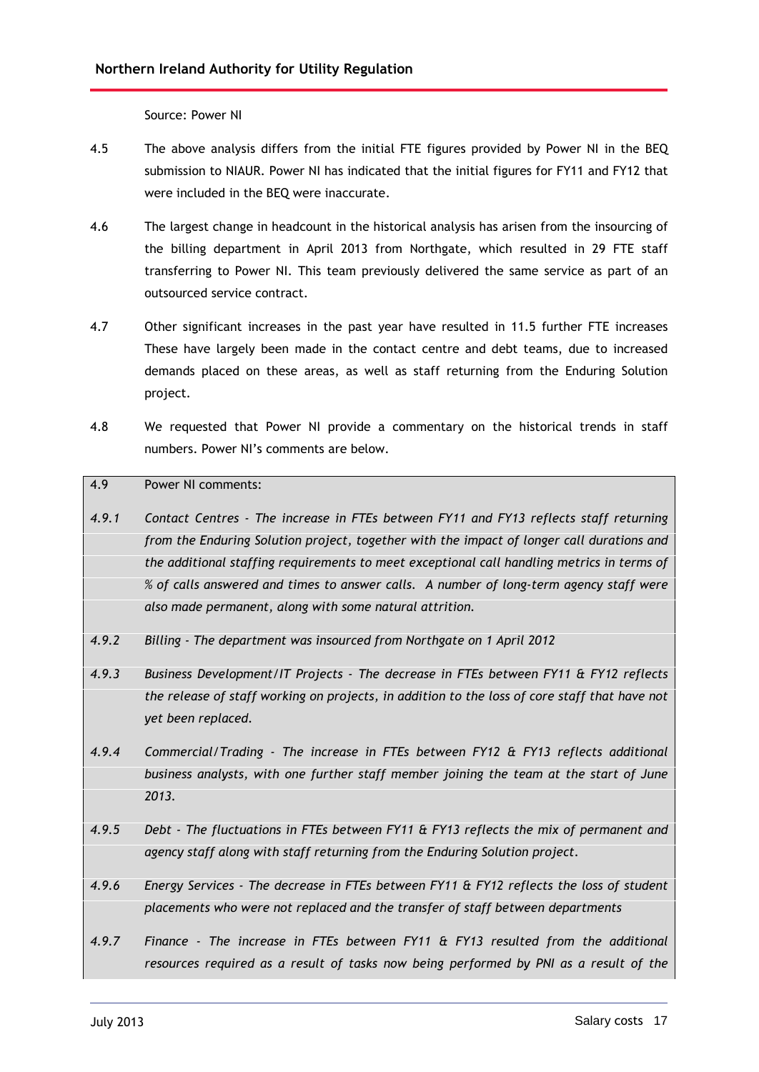Source: Power NI

4.5 The above analysis differs from the initial FTE figures provided by Power NI in the BEQ submission to NIAUR. Power NI has indicated that the initial figures for FY11 and FY12 that were included in the BEQ were inaccurate.

4.6 The largest change in headcount in the historical analysis has arisen from the insourcing of the billing department in April 2013 from Northgate, which resulted in 29 FTE staff transferring to Power NI. This team previously delivered the same service as part of an outsourced service contract.

4.7 Other significant increases in the past year have resulted in 11.5 further FTE increases These have largely been made in the contact centre and debt teams, due to increased demands placed on these areas, as well as staff returning from the Enduring Solution project.

4.8 We requested that Power NI provide a commentary on the historical trends in staff numbers. Power NI's comments are below.

4.9 Power NI comments:

*4.9.1 Contact Centres - The increase in FTEs between FY11 and FY13 reflects staff returning from the Enduring Solution project, together with the impact of longer call durations and the additional staffing requirements to meet exceptional call handling metrics in terms of % of calls answered and times to answer calls. A number of long-term agency staff were also made permanent, along with some natural attrition.*

*4.9.2 Billing - The department was insourced from Northgate on 1 April 2012*

*4.9.3 Business Development/IT Projects - The decrease in FTEs between FY11 & FY12 reflects the release of staff working on projects, in addition to the loss of core staff that have not yet been replaced.*

*4.9.4 Commercial/Trading - The increase in FTEs between FY12 & FY13 reflects additional business analysts, with one further staff member joining the team at the start of June 2013.*

*4.9.5 Debt - The fluctuations in FTEs between FY11 & FY13 reflects the mix of permanent and agency staff along with staff returning from the Enduring Solution project.*

*4.9.6 Energy Services - The decrease in FTEs between FY11 & FY12 reflects the loss of student placements who were not replaced and the transfer of staff between departments*

*4.9.7 Finance - The increase in FTEs between FY11 & FY13 resulted from the additional resources required as a result of tasks now being performed by PNI as a result of the*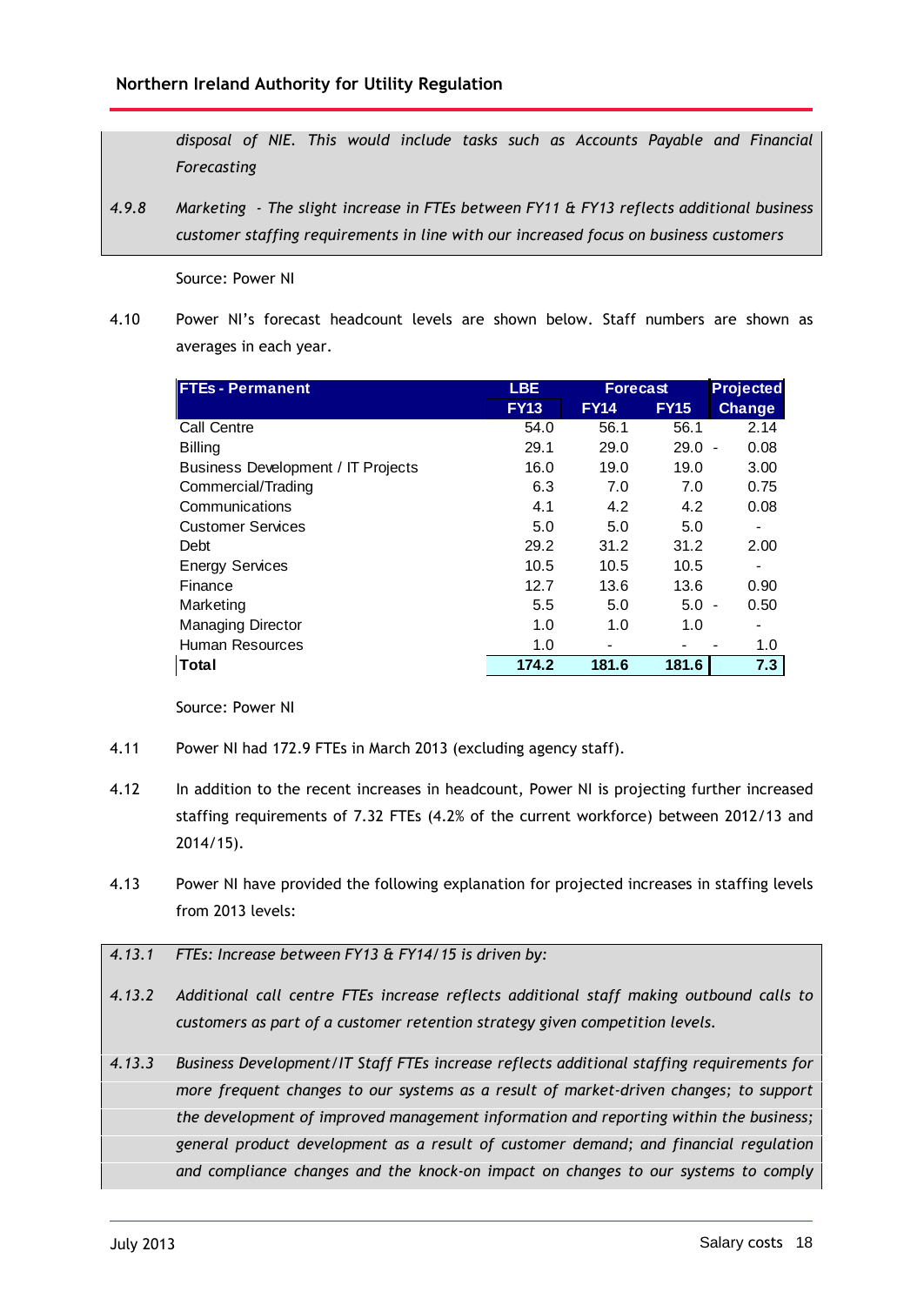*disposal of NIE. This would include tasks such as Accounts Payable and Financial Forecasting*

*4.9.8* *Marketing - The slight increase in FTEs between FY11 & FY13 reflects additional business customer staffing requirements in line with our increased focus on business customers*

Source: Power NI

4.10 Power NI's forecast headcount levels are shown below. Staff numbers are shown as averages in each year.

| FTEs - Permanent | LBE | Forecast | | Projected |
|---|---|---|---|---|
| | FY13 | FY14 | FY15 | Change |
| Call Centre | 54.0 | 56.1 | 56.1 | 2.14 |
| Billing | 29.1 | 29.0 | 29.0 | - 0.08 |
| Business Development / IT Projects | 16.0 | 19.0 | 19.0 | 3.00 |
| Commercial/Trading | 6.3 | 7.0 | 7.0 | 0.75 |
| Communications | 4.1 | 4.2 | 4.2 | 0.08 |
| Customer Services | 5.0 | 5.0 | 5.0 | - |
| Debt | 29.2 | 31.2 | 31.2 | 2.00 |
| Energy Services | 10.5 | 10.5 | 10.5 | - |
| Finance | 12.7 | 13.6 | 13.6 | 0.90 |
| Marketing | 5.5 | 5.0 | 5.0 | - 0.50 |
| Managing Director | 1.0 | 1.0 | 1.0 | - |
| Human Resources | 1.0 | - | - | - 1.0 |
| **Total** | **174.2** | **181.6** | **181.6** | **7.3** |

Source: Power NI

4.11 Power NI had 172.9 FTEs in March 2013 (excluding agency staff).

4.12 In addition to the recent increases in headcount, Power NI is projecting further increased staffing requirements of 7.32 FTEs (4.2% of the current workforce) between 2012/13 and 2014/15).

4.13 Power NI have provided the following explanation for projected increases in staffing levels from 2013 levels:

*4.13.1* *FTEs: Increase between FY13 & FY14/15 is driven by:*

*4.13.2* *Additional call centre FTEs increase reflects additional staff making outbound calls to customers as part of a customer retention strategy given competition levels.*

*4.13.3* *Business Development/IT Staff FTEs increase reflects additional staffing requirements for more frequent changes to our systems as a result of market-driven changes; to support the development of improved management information and reporting within the business; general product development as a result of customer demand; and financial regulation and compliance changes and the knock-on impact on changes to our systems to comply*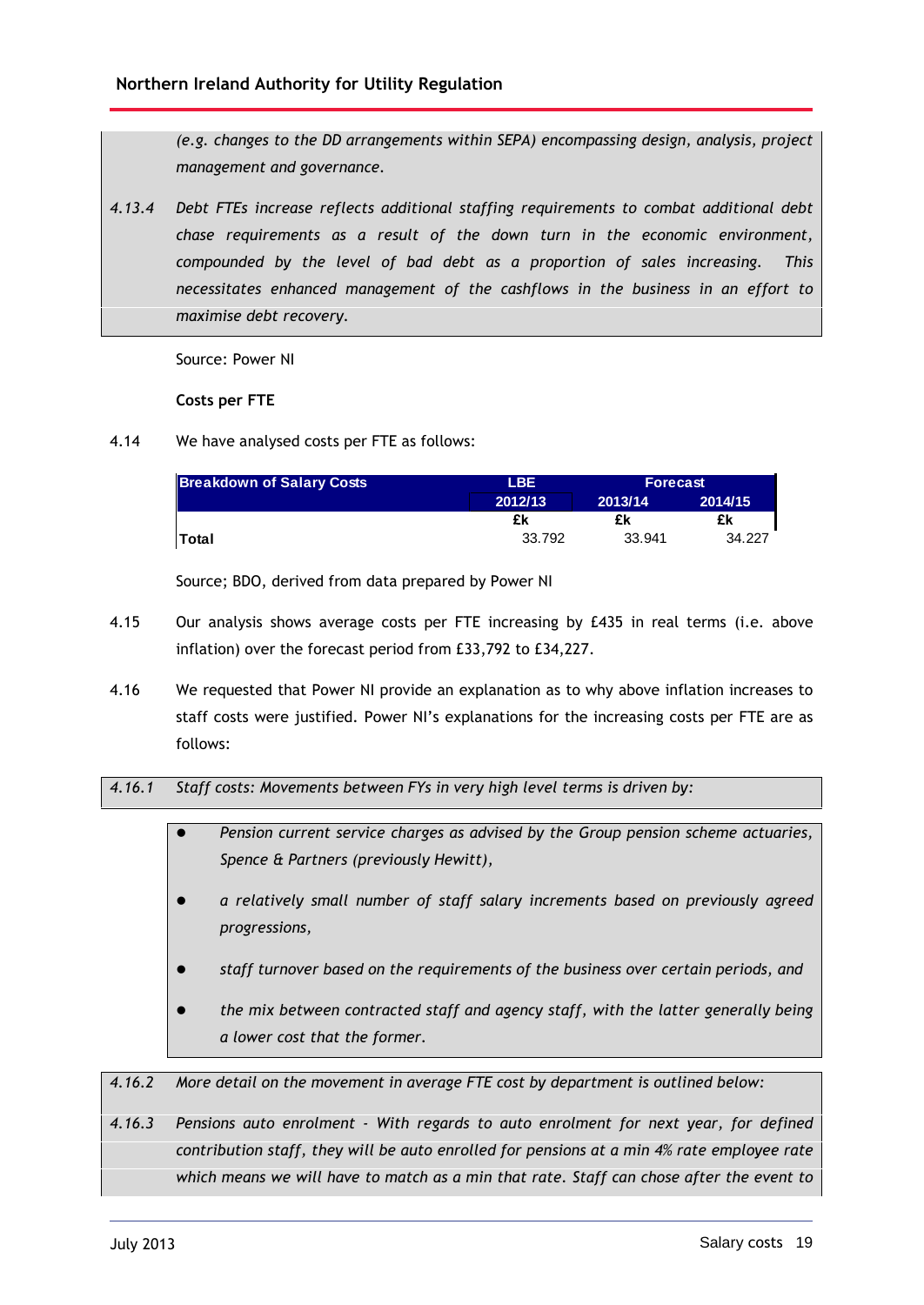*(e.g. changes to the DD arrangements within SEPA) encompassing design, analysis, project management and governance.*

*4.13.4 Debt FTEs increase reflects additional staffing requirements to combat additional debt chase requirements as a result of the down turn in the economic environment, compounded by the level of bad debt as a proportion of sales increasing. This necessitates enhanced management of the cashflows in the business in an effort to maximise debt recovery.*

Source: Power NI

**Costs per FTE**

4.14 We have analysed costs per FTE as follows:

| Breakdown of Salary Costs | LBE | Forecast | |
|---|---|---|---|
| | 2012/13 | 2013/14 | 2014/15 |
| | £k | £k | £k |
| Total | 33.792 | 33.941 | 34.227 |

Source; BDO, derived from data prepared by Power NI

4.15 Our analysis shows average costs per FTE increasing by £435 in real terms (i.e. above inflation) over the forecast period from £33,792 to £34,227.

4.16 We requested that Power NI provide an explanation as to why above inflation increases to staff costs were justified. Power NI's explanations for the increasing costs per FTE are as follows:

*4.16.1 Staff costs: Movements between FYs in very high level terms is driven by:*

- *Pension current service charges as advised by the Group pension scheme actuaries, Spence & Partners (previously Hewitt),*
- *a relatively small number of staff salary increments based on previously agreed progressions,*
- *staff turnover based on the requirements of the business over certain periods, and*
- *the mix between contracted staff and agency staff, with the latter generally being a lower cost that the former.*

*4.16.2 More detail on the movement in average FTE cost by department is outlined below:*

*4.16.3 Pensions auto enrolment - With regards to auto enrolment for next year, for defined contribution staff, they will be auto enrolled for pensions at a min 4% rate employee rate which means we will have to match as a min that rate. Staff can chose after the event to*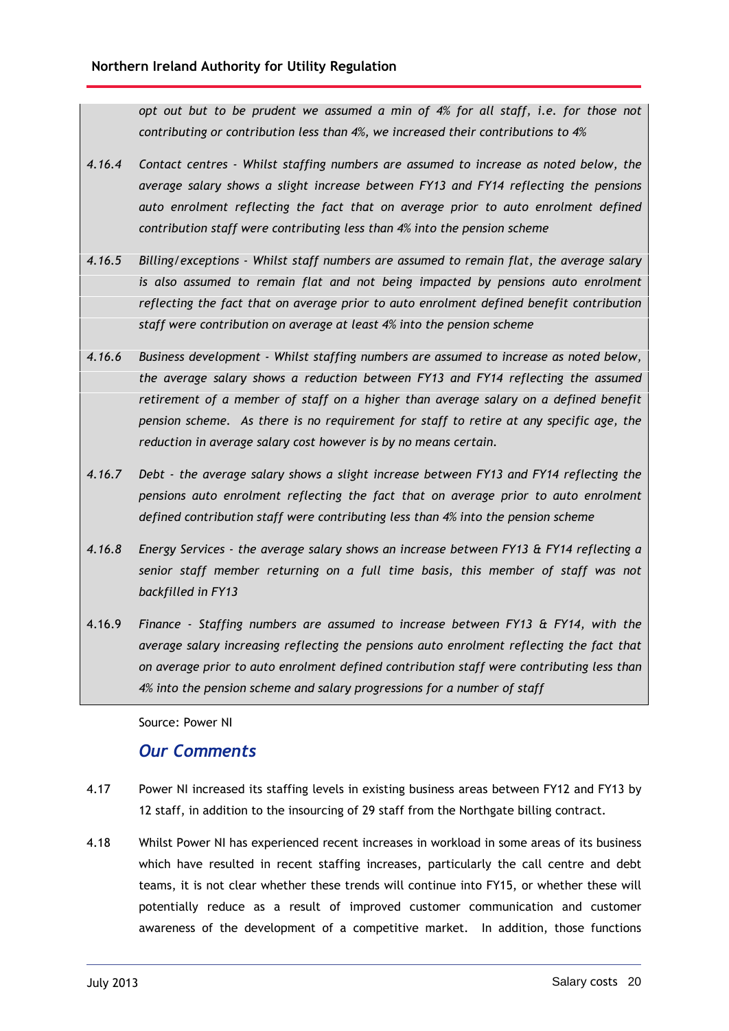*opt out but to be prudent we assumed a min of 4% for all staff, i.e. for those not contributing or contribution less than 4%, we increased their contributions to 4%*

4.16.4 *Contact centres - Whilst staffing numbers are assumed to increase as noted below, the average salary shows a slight increase between FY13 and FY14 reflecting the pensions auto enrolment reflecting the fact that on average prior to auto enrolment defined contribution staff were contributing less than 4% into the pension scheme*

4.16.5 *Billing/exceptions - Whilst staff numbers are assumed to remain flat, the average salary is also assumed to remain flat and not being impacted by pensions auto enrolment reflecting the fact that on average prior to auto enrolment defined benefit contribution staff were contribution on average at least 4% into the pension scheme*

4.16.6 *Business development - Whilst staffing numbers are assumed to increase as noted below, the average salary shows a reduction between FY13 and FY14 reflecting the assumed retirement of a member of staff on a higher than average salary on a defined benefit pension scheme. As there is no requirement for staff to retire at any specific age, the reduction in average salary cost however is by no means certain.*

4.16.7 *Debt - the average salary shows a slight increase between FY13 and FY14 reflecting the pensions auto enrolment reflecting the fact that on average prior to auto enrolment defined contribution staff were contributing less than 4% into the pension scheme*

4.16.8 *Energy Services - the average salary shows an increase between FY13 & FY14 reflecting a senior staff member returning on a full time basis, this member of staff was not backfilled in FY13*

4.16.9 *Finance - Staffing numbers are assumed to increase between FY13 & FY14, with the average salary increasing reflecting the pensions auto enrolment reflecting the fact that on average prior to auto enrolment defined contribution staff were contributing less than 4% into the pension scheme and salary progressions for a number of staff*

Source: Power NI

## *Our Comments*

4.17 Power NI increased its staffing levels in existing business areas between FY12 and FY13 by 12 staff, in addition to the insourcing of 29 staff from the Northgate billing contract.

4.18 Whilst Power NI has experienced recent increases in workload in some areas of its business which have resulted in recent staffing increases, particularly the call centre and debt teams, it is not clear whether these trends will continue into FY15, or whether these will potentially reduce as a result of improved customer communication and customer awareness of the development of a competitive market. In addition, those functions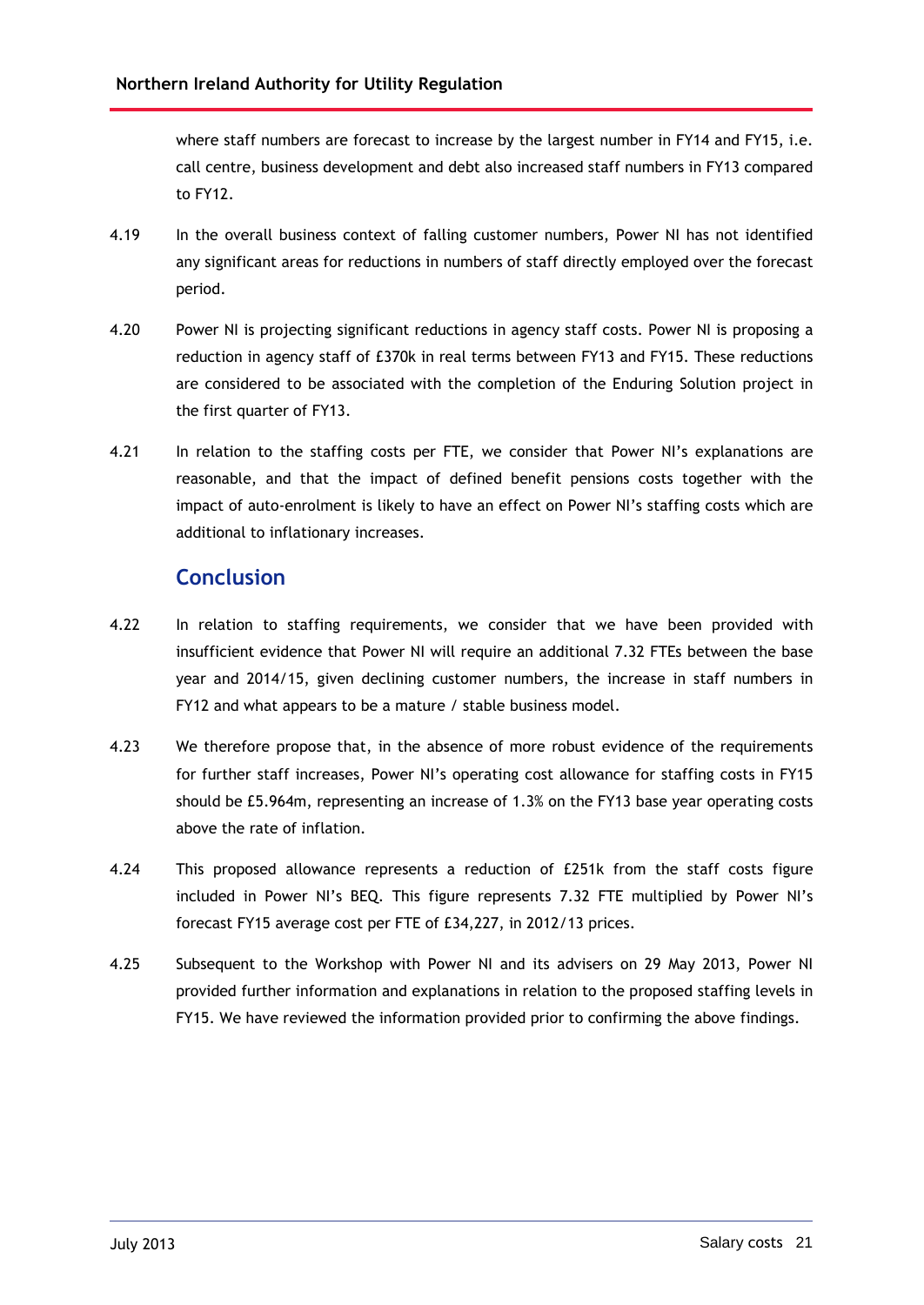where staff numbers are forecast to increase by the largest number in FY14 and FY15, i.e. call centre, business development and debt also increased staff numbers in FY13 compared to FY12.

4.19 In the overall business context of falling customer numbers, Power NI has not identified any significant areas for reductions in numbers of staff directly employed over the forecast period.

4.20 Power NI is projecting significant reductions in agency staff costs. Power NI is proposing a reduction in agency staff of £370k in real terms between FY13 and FY15. These reductions are considered to be associated with the completion of the Enduring Solution project in the first quarter of FY13.

4.21 In relation to the staffing costs per FTE, we consider that Power NI's explanations are reasonable, and that the impact of defined benefit pensions costs together with the impact of auto-enrolment is likely to have an effect on Power NI's staffing costs which are additional to inflationary increases.

## Conclusion

4.22 In relation to staffing requirements, we consider that we have been provided with insufficient evidence that Power NI will require an additional 7.32 FTEs between the base year and 2014/15, given declining customer numbers, the increase in staff numbers in FY12 and what appears to be a mature / stable business model.

4.23 We therefore propose that, in the absence of more robust evidence of the requirements for further staff increases, Power NI's operating cost allowance for staffing costs in FY15 should be £5.964m, representing an increase of 1.3% on the FY13 base year operating costs above the rate of inflation.

4.24 This proposed allowance represents a reduction of £251k from the staff costs figure included in Power NI's BEQ. This figure represents 7.32 FTE multiplied by Power NI's forecast FY15 average cost per FTE of £34,227, in 2012/13 prices.

4.25 Subsequent to the Workshop with Power NI and its advisers on 29 May 2013, Power NI provided further information and explanations in relation to the proposed staffing levels in FY15. We have reviewed the information provided prior to confirming the above findings.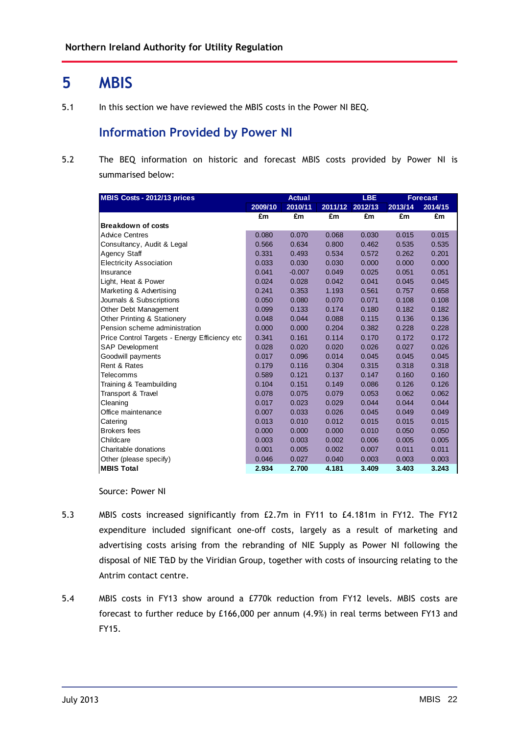# 5 MBIS

5.1 In this section we have reviewed the MBIS costs in the Power NI BEQ.

## Information Provided by Power NI

5.2 The BEQ information on historic and forecast MBIS costs provided by Power NI is summarised below:

| MBIS Costs - 2012/13 prices | Actual | | | LBE | Forecast | |
|---|---|---|---|---|---|---|
| | 2009/10 | 2010/11 | 2011/12 | 2012/13 | 2013/14 | 2014/15 |
| | £m | £m | £m | £m | £m | £m |
| **Breakdown of costs** | | | | | | |
| Advice Centres | 0.080 | 0.070 | 0.068 | 0.030 | 0.015 | 0.015 |
| Consultancy, Audit & Legal | 0.566 | 0.634 | 0.800 | 0.462 | 0.535 | 0.535 |
| Agency Staff | 0.331 | 0.493 | 0.534 | 0.572 | 0.262 | 0.201 |
| Electricity Association | 0.033 | 0.030 | 0.030 | 0.000 | 0.000 | 0.000 |
| Insurance | 0.041 | -0.007 | 0.049 | 0.025 | 0.051 | 0.051 |
| Light, Heat & Power | 0.024 | 0.028 | 0.042 | 0.041 | 0.045 | 0.045 |
| Marketing & Advertising | 0.241 | 0.353 | 1.193 | 0.561 | 0.757 | 0.658 |
| Journals & Subscriptions | 0.050 | 0.080 | 0.070 | 0.071 | 0.108 | 0.108 |
| Other Debt Management | 0.099 | 0.133 | 0.174 | 0.180 | 0.182 | 0.182 |
| Other Printing & Stationery | 0.048 | 0.044 | 0.088 | 0.115 | 0.136 | 0.136 |
| Pension scheme administration | 0.000 | 0.000 | 0.204 | 0.382 | 0.228 | 0.228 |
| Price Control Targets - Energy Efficiency etc | 0.341 | 0.161 | 0.114 | 0.170 | 0.172 | 0.172 |
| SAP Development | 0.028 | 0.020 | 0.020 | 0.026 | 0.027 | 0.026 |
| Goodwill payments | 0.017 | 0.096 | 0.014 | 0.045 | 0.045 | 0.045 |
| Rent & Rates | 0.179 | 0.116 | 0.304 | 0.315 | 0.318 | 0.318 |
| Telecomms | 0.589 | 0.121 | 0.137 | 0.147 | 0.160 | 0.160 |
| Training & Teambuilding | 0.104 | 0.151 | 0.149 | 0.086 | 0.126 | 0.126 |
| Transport & Travel | 0.078 | 0.075 | 0.079 | 0.053 | 0.062 | 0.062 |
| Cleaning | 0.017 | 0.023 | 0.029 | 0.044 | 0.044 | 0.044 |
| Office maintenance | 0.007 | 0.033 | 0.026 | 0.045 | 0.049 | 0.049 |
| Catering | 0.013 | 0.010 | 0.012 | 0.015 | 0.015 | 0.015 |
| Brokers fees | 0.000 | 0.000 | 0.000 | 0.010 | 0.050 | 0.050 |
| Childcare | 0.003 | 0.003 | 0.002 | 0.006 | 0.005 | 0.005 |
| Charitable donations | 0.001 | 0.005 | 0.002 | 0.007 | 0.011 | 0.011 |
| Other (please specify) | 0.046 | 0.027 | 0.040 | 0.003 | 0.003 | 0.003 |
| **MBIS Total** | **2.934** | **2.700** | **4.181** | **3.409** | **3.403** | **3.243** |

Source: Power NI

5.3 MBIS costs increased significantly from £2.7m in FY11 to £4.181m in FY12. The FY12 expenditure included significant one-off costs, largely as a result of marketing and advertising costs arising from the rebranding of NIE Supply as Power NI following the disposal of NIE T&D by the Viridian Group, together with costs of insourcing relating to the Antrim contact centre.

5.4 MBIS costs in FY13 show around a £770k reduction from FY12 levels. MBIS costs are forecast to further reduce by £166,000 per annum (4.9%) in real terms between FY13 and FY15.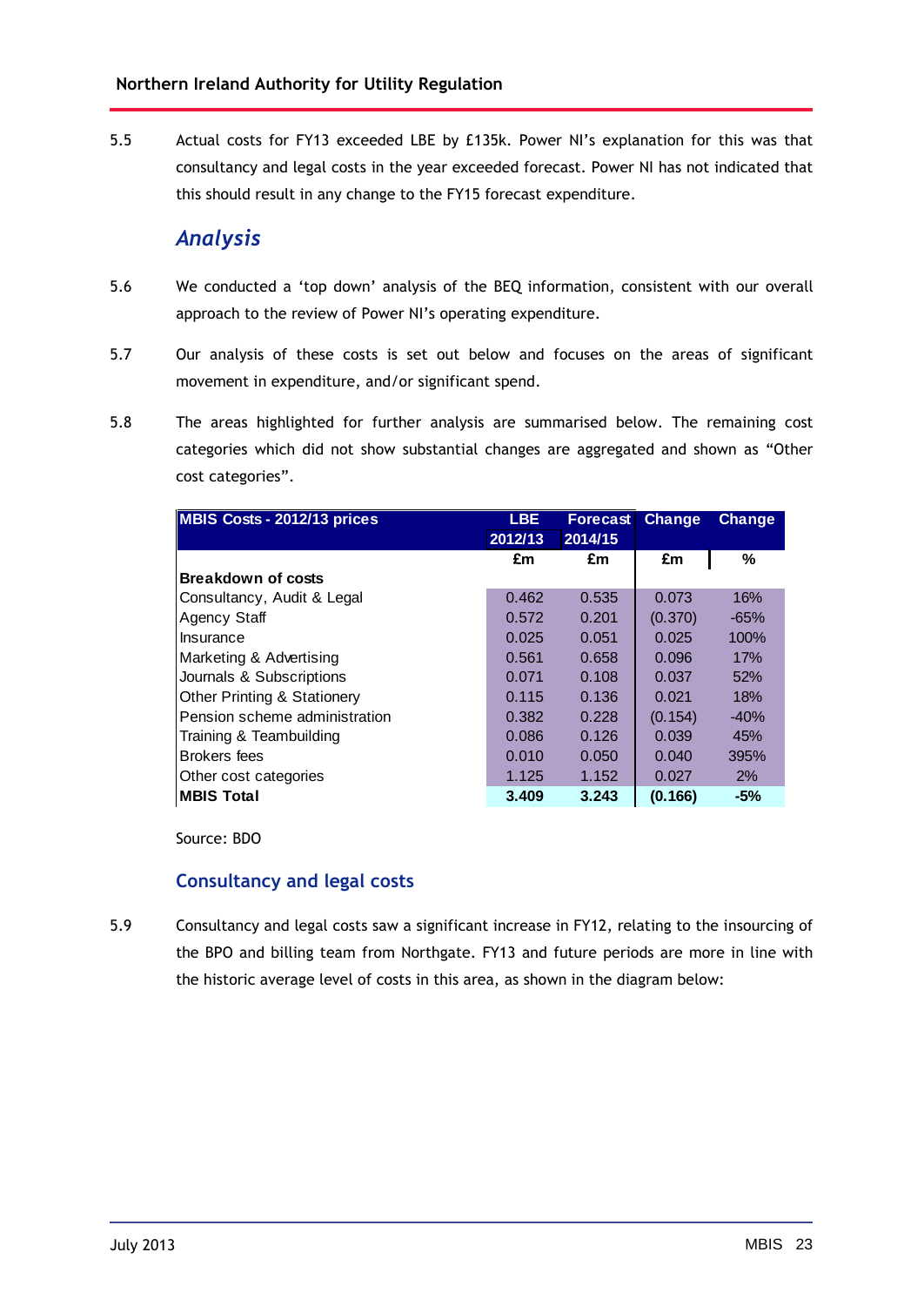5.5 Actual costs for FY13 exceeded LBE by £135k. Power NI's explanation for this was that consultancy and legal costs in the year exceeded forecast. Power NI has not indicated that this should result in any change to the FY15 forecast expenditure.

## *Analysis*

5.6 We conducted a 'top down' analysis of the BEQ information, consistent with our overall approach to the review of Power NI's operating expenditure.

5.7 Our analysis of these costs is set out below and focuses on the areas of significant movement in expenditure, and/or significant spend.

5.8 The areas highlighted for further analysis are summarised below. The remaining cost categories which did not show substantial changes are aggregated and shown as "Other cost categories".

| MBIS Costs - 2012/13 prices | LBE 2012/13 | Forecast 2014/15 | Change | Change |
|---|---|---|---|---|
| | £m | £m | £m | % |
| **Breakdown of costs** | | | | |
| Consultancy, Audit & Legal | 0.462 | 0.535 | 0.073 | 16% |
| Agency Staff | 0.572 | 0.201 | (0.370) | -65% |
| Insurance | 0.025 | 0.051 | 0.025 | 100% |
| Marketing & Advertising | 0.561 | 0.658 | 0.096 | 17% |
| Journals & Subscriptions | 0.071 | 0.108 | 0.037 | 52% |
| Other Printing & Stationery | 0.115 | 0.136 | 0.021 | 18% |
| Pension scheme administration | 0.382 | 0.228 | (0.154) | -40% |
| Training & Teambuilding | 0.086 | 0.126 | 0.039 | 45% |
| Brokers fees | 0.010 | 0.050 | 0.040 | 395% |
| Other cost categories | 1.125 | 1.152 | 0.027 | 2% |
| **MBIS Total** | **3.409** | **3.243** | **(0.166)** | **-5%** |

Source: BDO

### Consultancy and legal costs

5.9 Consultancy and legal costs saw a significant increase in FY12, relating to the insourcing of the BPO and billing team from Northgate. FY13 and future periods are more in line with the historic average level of costs in this area, as shown in the diagram below: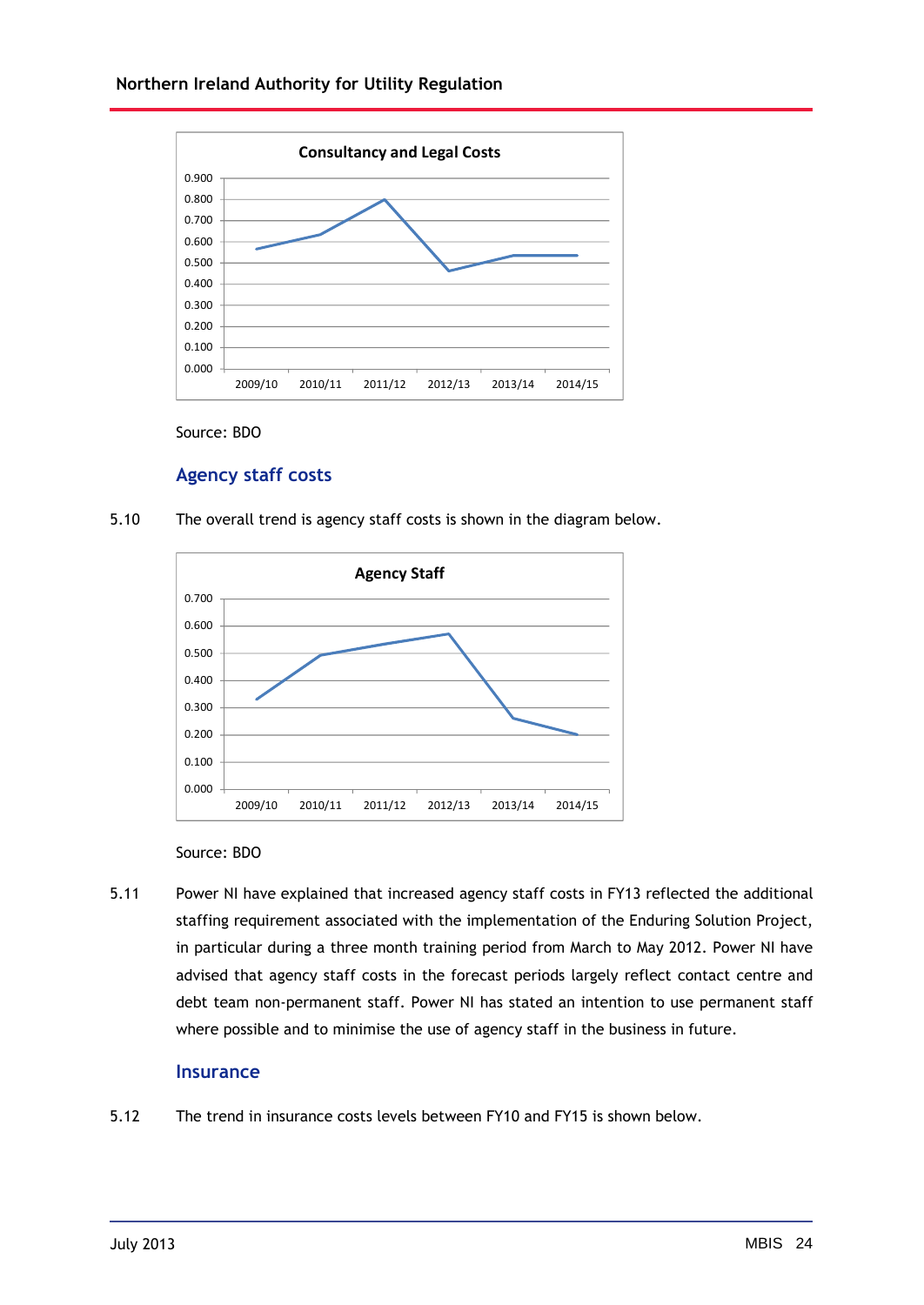**Consultancy and Legal Costs**

Source: BDO

## Agency staff costs

5.10 The overall trend is agency staff costs is shown in the diagram below.

**Agency Staff**

Source: BDO

5.11 Power NI have explained that increased agency staff costs in FY13 reflected the additional staffing requirement associated with the implementation of the Enduring Solution Project, in particular during a three month training period from March to May 2012. Power NI have advised that agency staff costs in the forecast periods largely reflect contact centre and debt team non-permanent staff. Power NI has stated an intention to use permanent staff where possible and to minimise the use of agency staff in the business in future.

## Insurance

5.12 The trend in insurance costs levels between FY10 and FY15 is shown below.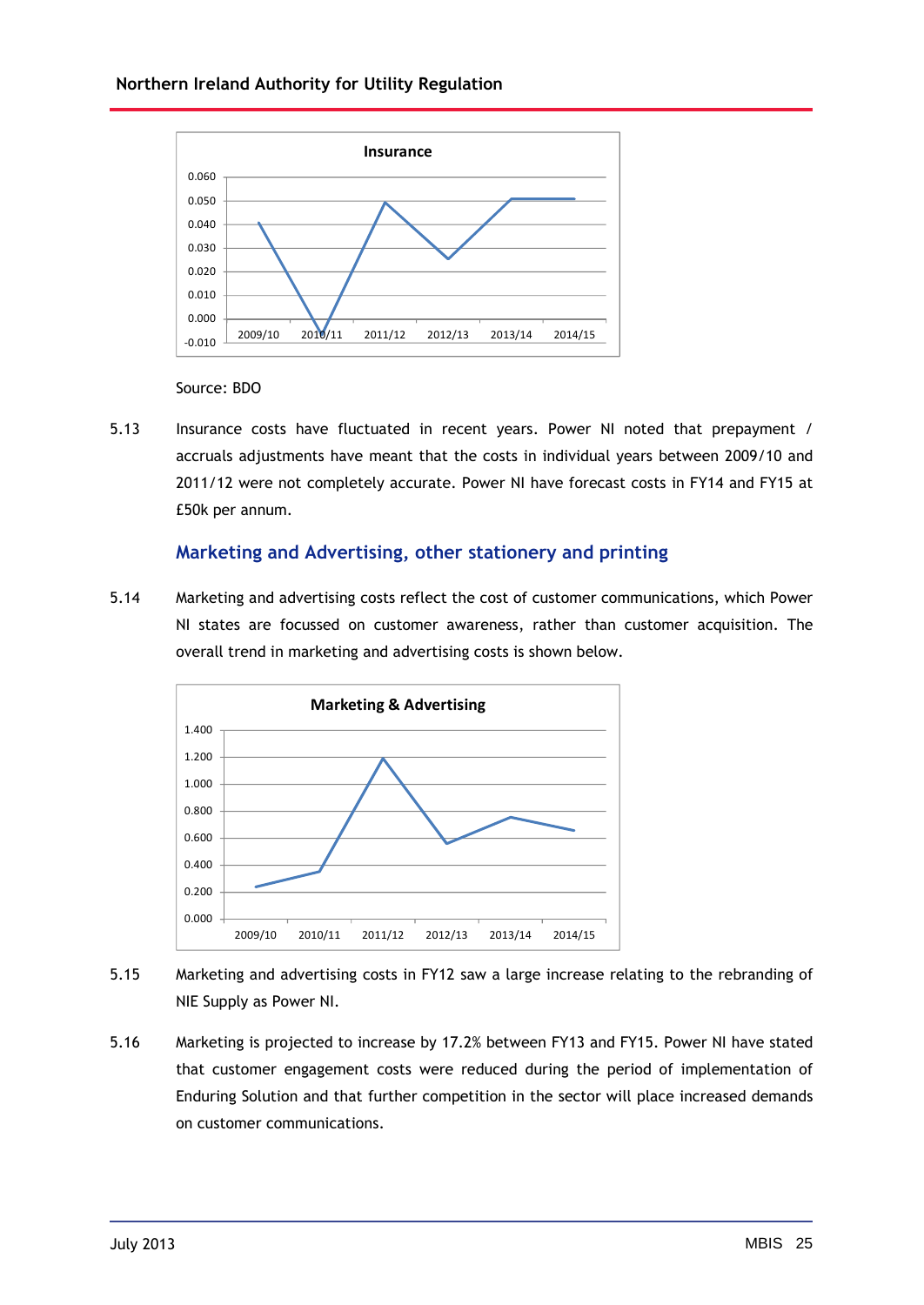Source: BDO

5.13 Insurance costs have fluctuated in recent years. Power NI noted that prepayment / accruals adjustments have meant that the costs in individual years between 2009/10 and 2011/12 were not completely accurate. Power NI have forecast costs in FY14 and FY15 at £50k per annum.

### Marketing and Advertising, other stationery and printing

5.14 Marketing and advertising costs reflect the cost of customer communications, which Power NI states are focussed on customer awareness, rather than customer acquisition. The overall trend in marketing and advertising costs is shown below.

5.15 Marketing and advertising costs in FY12 saw a large increase relating to the rebranding of NIE Supply as Power NI.

5.16 Marketing is projected to increase by 17.2% between FY13 and FY15. Power NI have stated that customer engagement costs were reduced during the period of implementation of Enduring Solution and that further competition in the sector will place increased demands on customer communications.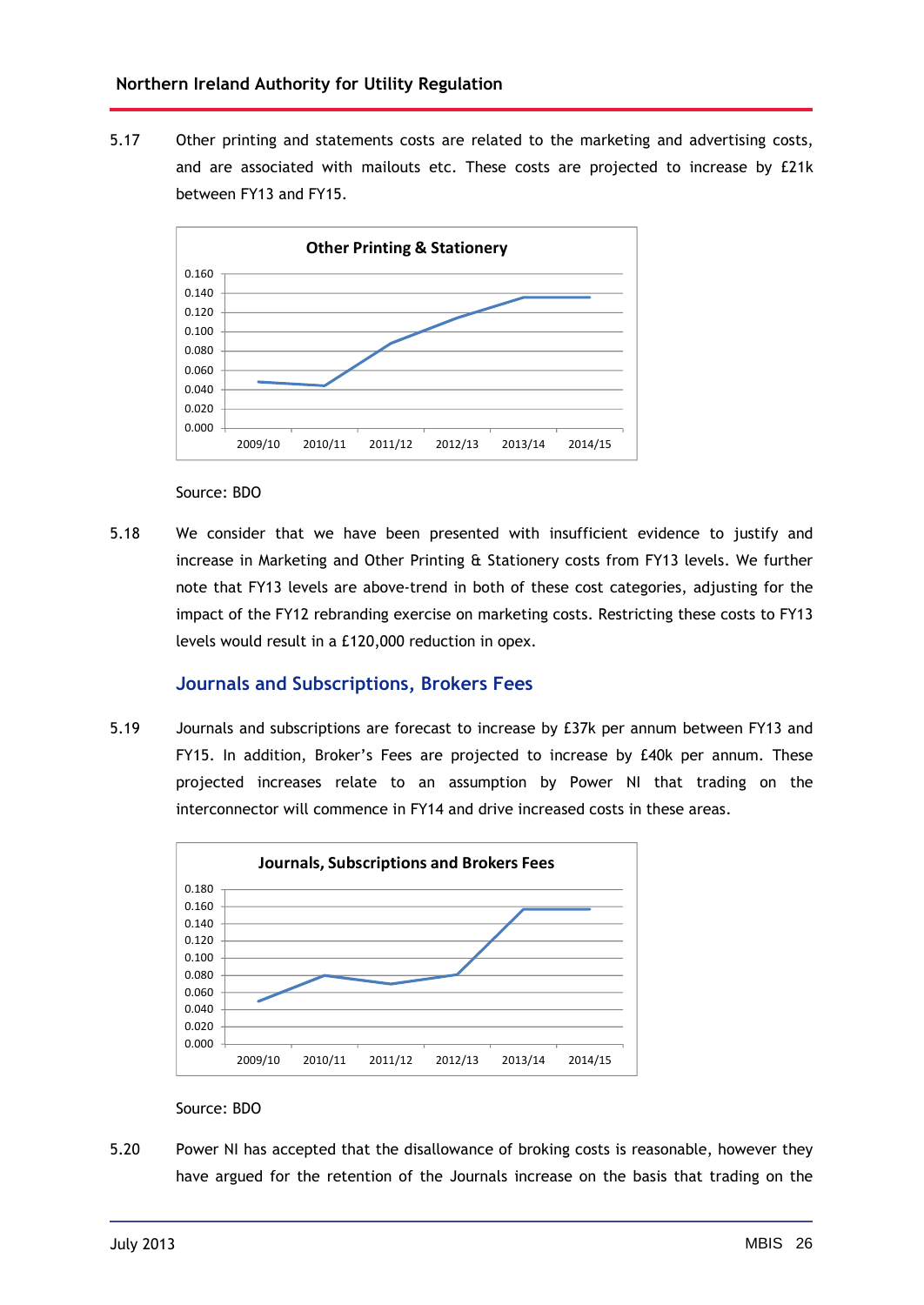5.17 Other printing and statements costs are related to the marketing and advertising costs, and are associated with mailouts etc. These costs are projected to increase by £21k between FY13 and FY15.

**Other Printing & Stationery**

Source: BDO

5.18 We consider that we have been presented with insufficient evidence to justify and increase in Marketing and Other Printing & Stationery costs from FY13 levels. We further note that FY13 levels are above-trend in both of these cost categories, adjusting for the impact of the FY12 rebranding exercise on marketing costs. Restricting these costs to FY13 levels would result in a £120,000 reduction in opex.

### Journals and Subscriptions, Brokers Fees

5.19 Journals and subscriptions are forecast to increase by £37k per annum between FY13 and FY15. In addition, Broker's Fees are projected to increase by £40k per annum. These projected increases relate to an assumption by Power NI that trading on the interconnector will commence in FY14 and drive increased costs in these areas.

**Journals, Subscriptions and Brokers Fees**

Source: BDO

5.20 Power NI has accepted that the disallowance of broking costs is reasonable, however they have argued for the retention of the Journals increase on the basis that trading on the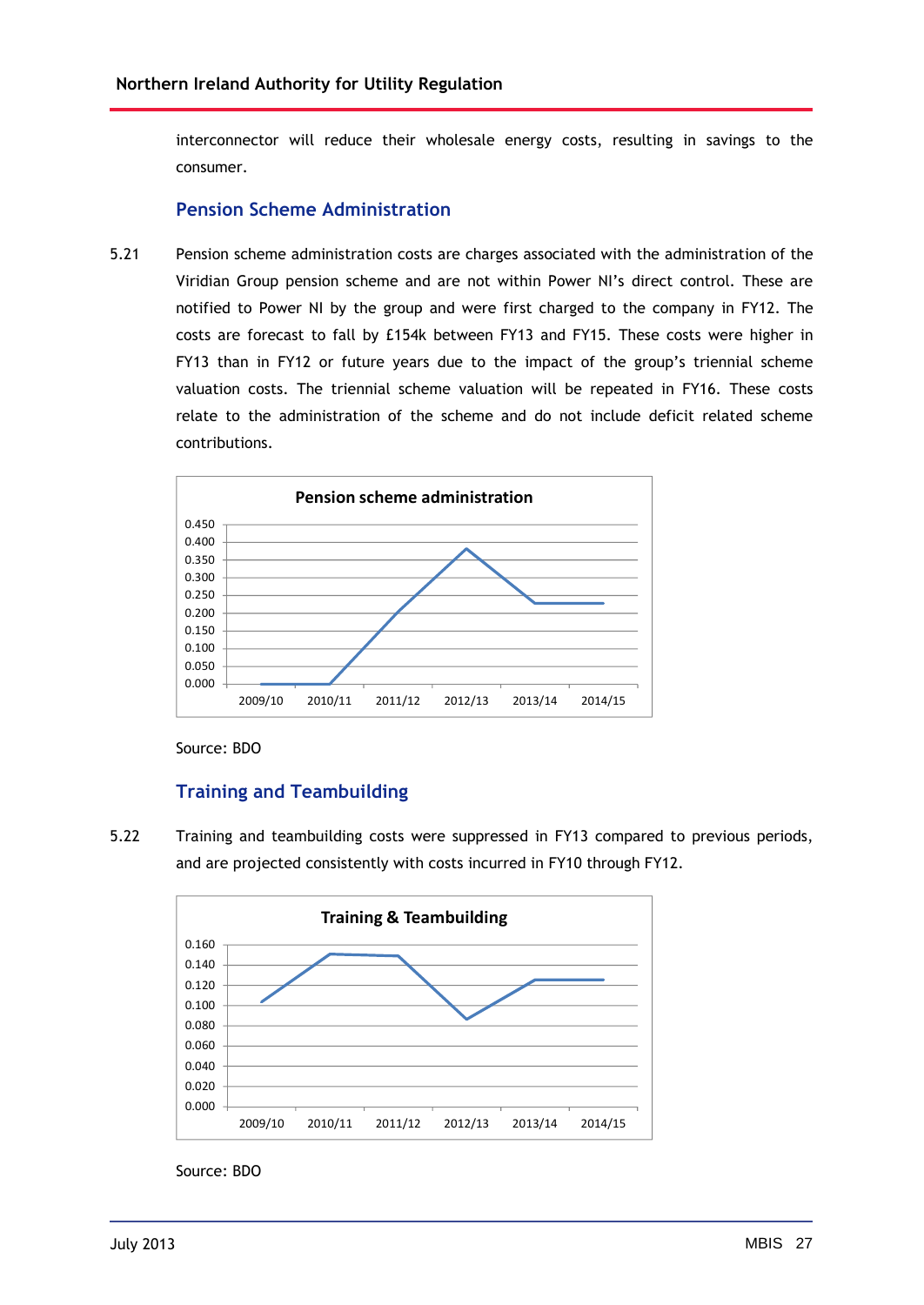interconnector will reduce their wholesale energy costs, resulting in savings to the consumer.

### Pension Scheme Administration

5.21 Pension scheme administration costs are charges associated with the administration of the Viridian Group pension scheme and are not within Power NI's direct control. These are notified to Power NI by the group and were first charged to the company in FY12. The costs are forecast to fall by £154k between FY13 and FY15. These costs were higher in FY13 than in FY12 or future years due to the impact of the group's triennial scheme valuation costs. The triennial scheme valuation will be repeated in FY16. These costs relate to the administration of the scheme and do not include deficit related scheme contributions.

Source: BDO

### Training and Teambuilding

5.22 Training and teambuilding costs were suppressed in FY13 compared to previous periods, and are projected consistently with costs incurred in FY10 through FY12.

Source: BDO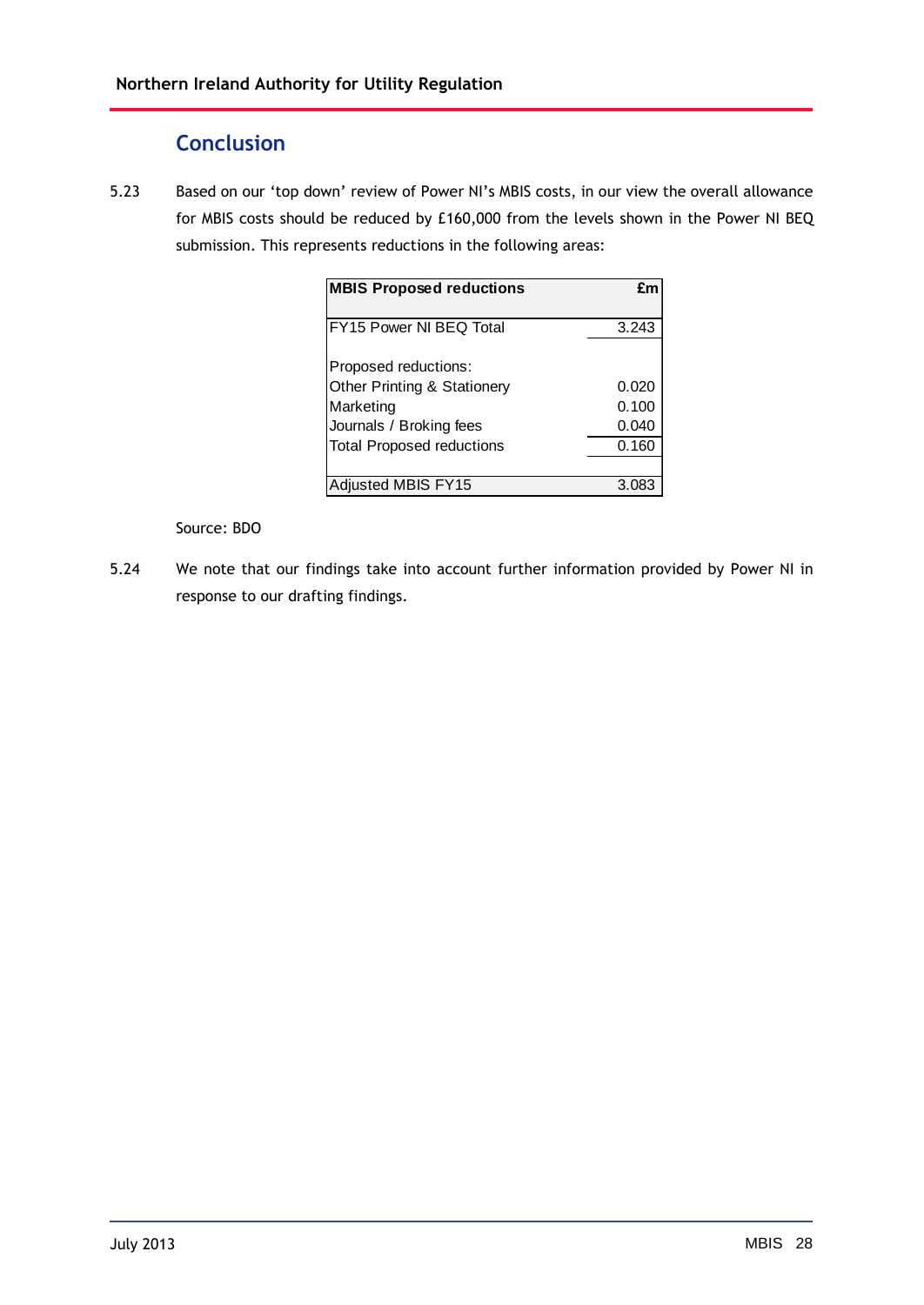## Conclusion

5.23 Based on our 'top down' review of Power NI's MBIS costs, in our view the overall allowance for MBIS costs should be reduced by £160,000 from the levels shown in the Power NI BEQ submission. This represents reductions in the following areas:

| MBIS Proposed reductions | £m |
|---|---|
| FY15 Power NI BEQ Total | 3.243 |
| | |
| Proposed reductions: | |
| Other Printing & Stationery | 0.020 |
| Marketing | 0.100 |
| Journals / Broking fees | 0.040 |
| Total Proposed reductions | 0.160 |
| | |
| Adjusted MBIS FY15 | 3.083 |

Source: BDO

5.24 We note that our findings take into account further information provided by Power NI in response to our drafting findings.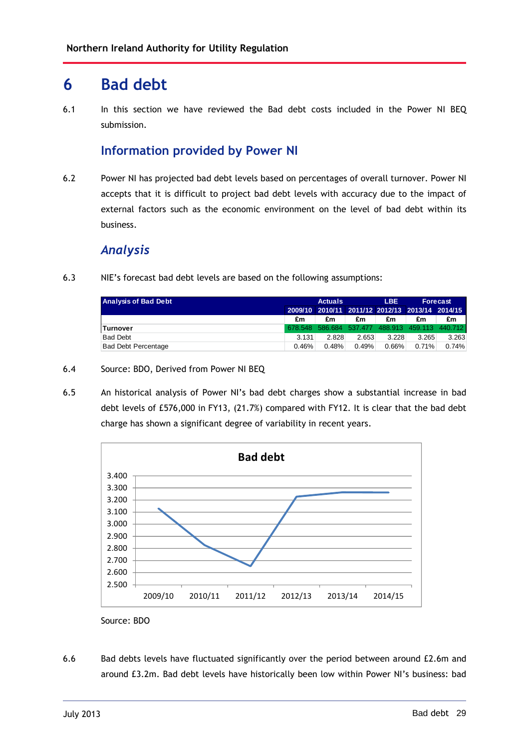# 6 Bad debt

6.1 In this section we have reviewed the Bad debt costs included in the Power NI BEQ submission.

## Information provided by Power NI

6.2 Power NI has projected bad debt levels based on percentages of overall turnover. Power NI accepts that it is difficult to project bad debt levels with accuracy due to the impact of external factors such as the economic environment on the level of bad debt within its business.

## *Analysis*

6.3 NIE's forecast bad debt levels are based on the following assumptions:

| Analysis of Bad Debt | Actuals | | | LBE | Forecast | |
|---|---|---|---|---|---|---|
| | 2009/10 | 2010/11 | 2011/12 | 2012/13 | 2013/14 | 2014/15 |
| | £m | £m | £m | £m | £m | £m |
| **Turnover** | 678.548 | 586.684 | 537.477 | 488.913 | 459.113 | 440.712 |
| Bad Debt | 3.131 | 2.828 | 2.653 | 3.228 | 3.265 | 3.263 |
| Bad Debt Percentage | 0.46% | 0.48% | 0.49% | 0.66% | 0.71% | 0.74% |

6.4 Source: BDO, Derived from Power NI BEQ

6.5 An historical analysis of Power NI's bad debt charges show a substantial increase in bad debt levels of £576,000 in FY13, (21.7%) compared with FY12. It is clear that the bad debt charge has shown a significant degree of variability in recent years.

**Bad debt**

| Year | Bad debt |
|---|---|
| 2009/10 | 3.131 |
| 2010/11 | 2.828 |
| 2011/12 | 2.653 |
| 2012/13 | 3.228 |
| 2013/14 | 3.265 |
| 2014/15 | 3.263 |

Source: BDO

6.6 Bad debts levels have fluctuated significantly over the period between around £2.6m and around £3.2m. Bad debt levels have historically been low within Power NI's business: bad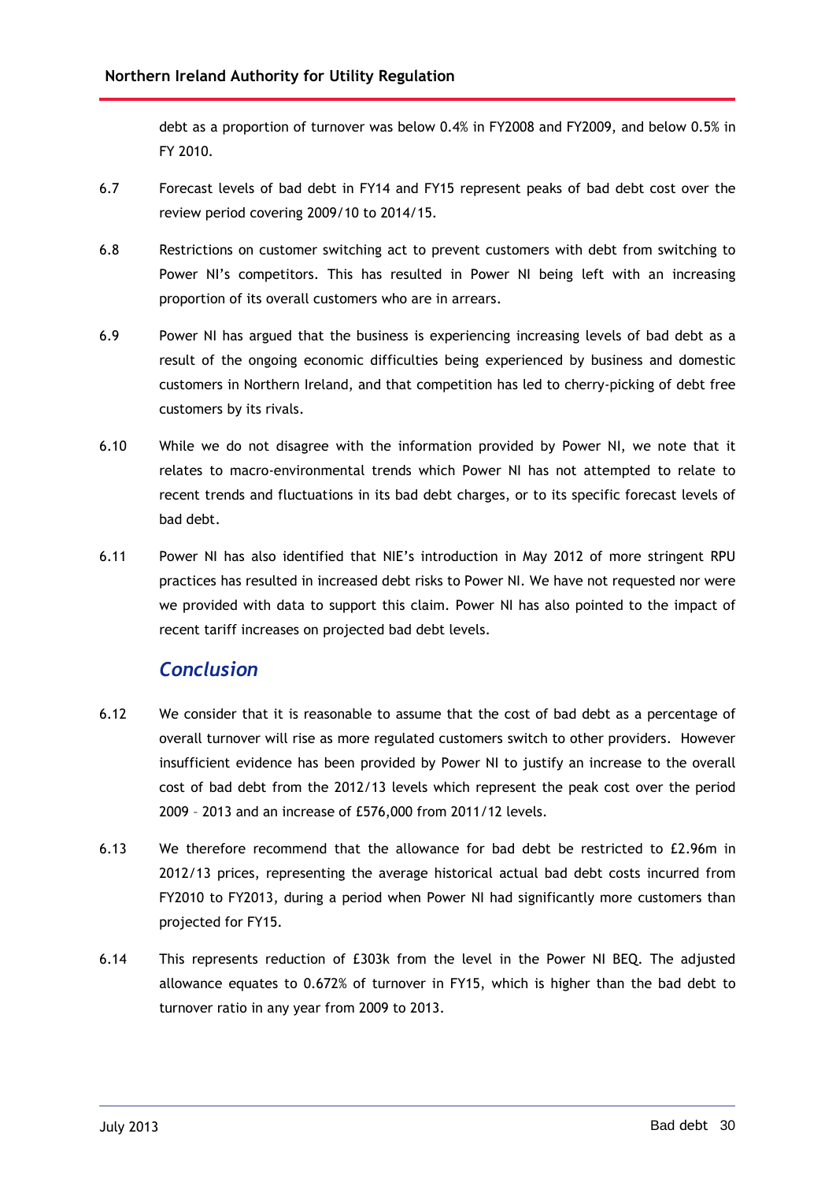debt as a proportion of turnover was below 0.4% in FY2008 and FY2009, and below 0.5% in FY 2010.

6.7 Forecast levels of bad debt in FY14 and FY15 represent peaks of bad debt cost over the review period covering 2009/10 to 2014/15.

6.8 Restrictions on customer switching act to prevent customers with debt from switching to Power NI's competitors. This has resulted in Power NI being left with an increasing proportion of its overall customers who are in arrears.

6.9 Power NI has argued that the business is experiencing increasing levels of bad debt as a result of the ongoing economic difficulties being experienced by business and domestic customers in Northern Ireland, and that competition has led to cherry-picking of debt free customers by its rivals.

6.10 While we do not disagree with the information provided by Power NI, we note that it relates to macro-environmental trends which Power NI has not attempted to relate to recent trends and fluctuations in its bad debt charges, or to its specific forecast levels of bad debt.

6.11 Power NI has also identified that NIE's introduction in May 2012 of more stringent RPU practices has resulted in increased debt risks to Power NI. We have not requested nor were we provided with data to support this claim. Power NI has also pointed to the impact of recent tariff increases on projected bad debt levels.

## *Conclusion*

6.12 We consider that it is reasonable to assume that the cost of bad debt as a percentage of overall turnover will rise as more regulated customers switch to other providers. However insufficient evidence has been provided by Power NI to justify an increase to the overall cost of bad debt from the 2012/13 levels which represent the peak cost over the period 2009 – 2013 and an increase of £576,000 from 2011/12 levels.

6.13 We therefore recommend that the allowance for bad debt be restricted to £2.96m in 2012/13 prices, representing the average historical actual bad debt costs incurred from FY2010 to FY2013, during a period when Power NI had significantly more customers than projected for FY15.

6.14 This represents reduction of £303k from the level in the Power NI BEQ. The adjusted allowance equates to 0.672% of turnover in FY15, which is higher than the bad debt to turnover ratio in any year from 2009 to 2013.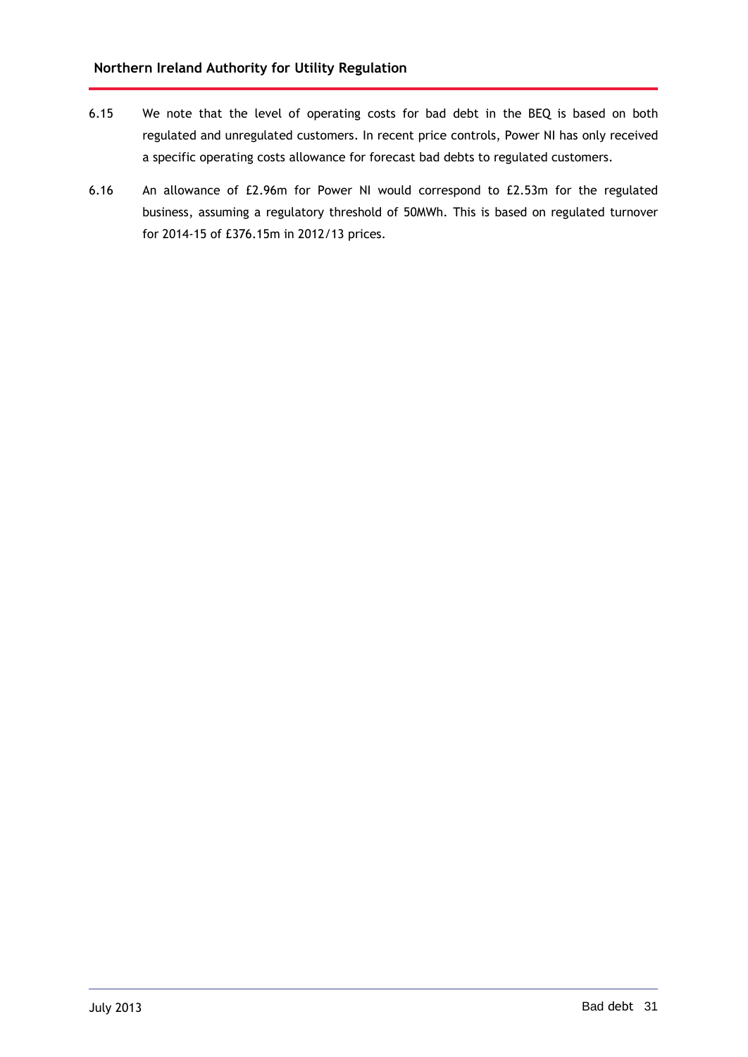6.15 We note that the level of operating costs for bad debt in the BEQ is based on both regulated and unregulated customers. In recent price controls, Power NI has only received a specific operating costs allowance for forecast bad debts to regulated customers.

6.16 An allowance of £2.96m for Power NI would correspond to £2.53m for the regulated business, assuming a regulatory threshold of 50MWh. This is based on regulated turnover for 2014-15 of £376.15m in 2012/13 prices.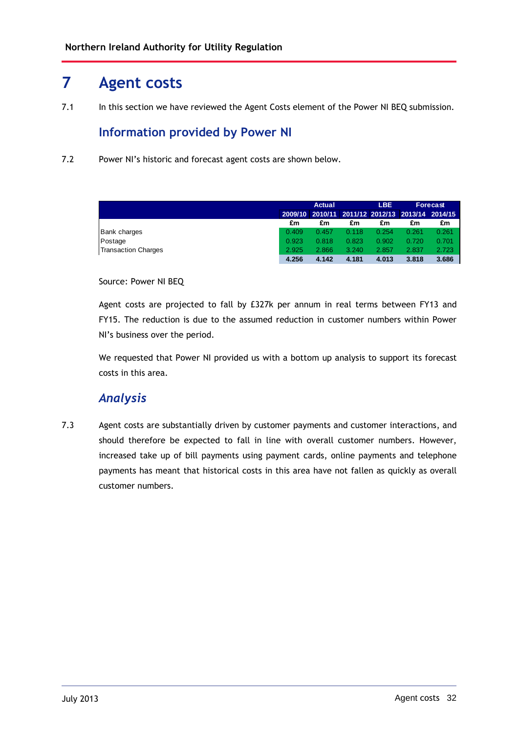# 7 Agent costs

7.1 In this section we have reviewed the Agent Costs element of the Power NI BEQ submission.

## Information provided by Power NI

7.2 Power NI's historic and forecast agent costs are shown below.

| | Actual | | | LBE | Forecast | |
|---|---|---|---|---|---|---|
| | 2009/10 | 2010/11 | 2011/12 | 2012/13 | 2013/14 | 2014/15 |
| | £m | £m | £m | £m | £m | £m |
| Bank charges | 0.409 | 0.457 | 0.118 | 0.254 | 0.261 | 0.261 |
| Postage | 0.923 | 0.818 | 0.823 | 0.902 | 0.720 | 0.701 |
| Transaction Charges | 2.925 | 2.866 | 3.240 | 2.857 | 2.837 | 2.723 |
| | **4.256** | **4.142** | **4.181** | **4.013** | **3.818** | **3.686** |

Source: Power NI BEQ

Agent costs are projected to fall by £327k per annum in real terms between FY13 and FY15. The reduction is due to the assumed reduction in customer numbers within Power NI's business over the period.

We requested that Power NI provided us with a bottom up analysis to support its forecast costs in this area.

## *Analysis*

7.3 Agent costs are substantially driven by customer payments and customer interactions, and should therefore be expected to fall in line with overall customer numbers. However, increased take up of bill payments using payment cards, online payments and telephone payments has meant that historical costs in this area have not fallen as quickly as overall customer numbers.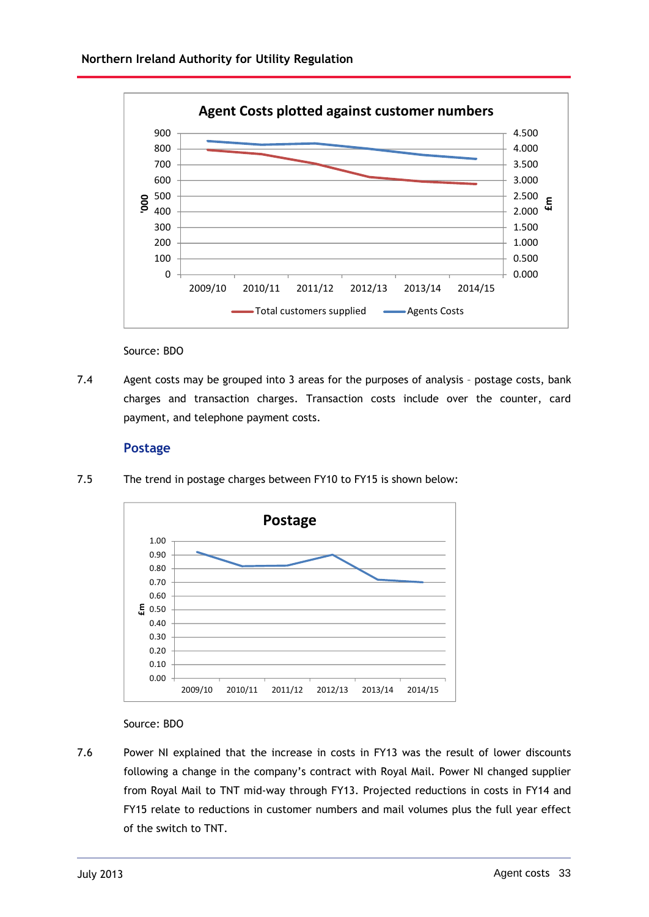**Agent Costs plotted against customer numbers**

Source: BDO

7.4 Agent costs may be grouped into 3 areas for the purposes of analysis – postage costs, bank charges and transaction charges. Transaction costs include over the counter, card payment, and telephone payment costs.

## Postage

7.5 The trend in postage charges between FY10 to FY15 is shown below:

**Postage**

Source: BDO

7.6 Power NI explained that the increase in costs in FY13 was the result of lower discounts following a change in the company's contract with Royal Mail. Power NI changed supplier from Royal Mail to TNT mid-way through FY13. Projected reductions in costs in FY14 and FY15 relate to reductions in customer numbers and mail volumes plus the full year effect of the switch to TNT.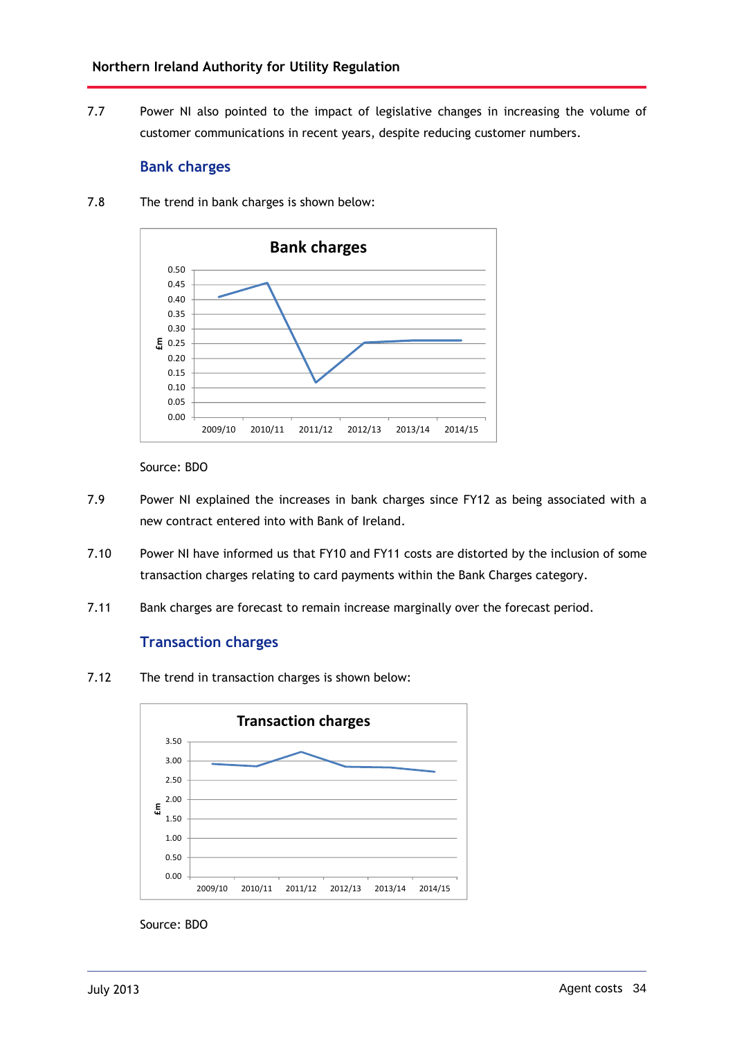7.7 Power NI also pointed to the impact of legislative changes in increasing the volume of customer communications in recent years, despite reducing customer numbers.

### Bank charges

7.8 The trend in bank charges is shown below:

Source: BDO

7.9 Power NI explained the increases in bank charges since FY12 as being associated with a new contract entered into with Bank of Ireland.

7.10 Power NI have informed us that FY10 and FY11 costs are distorted by the inclusion of some transaction charges relating to card payments within the Bank Charges category.

7.11 Bank charges are forecast to remain increase marginally over the forecast period.

### Transaction charges

7.12 The trend in transaction charges is shown below:

Source: BDO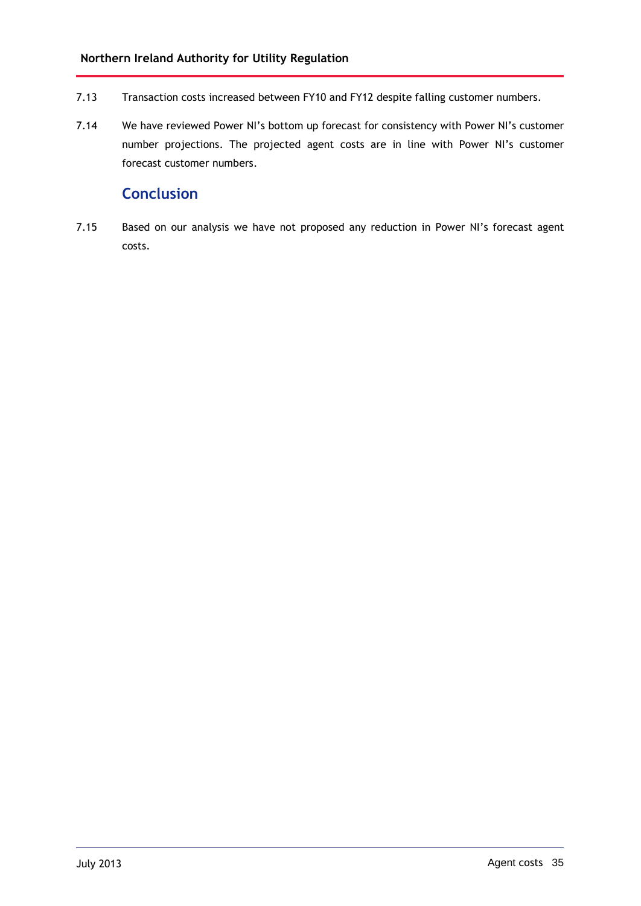7.13 Transaction costs increased between FY10 and FY12 despite falling customer numbers.

7.14 We have reviewed Power NI's bottom up forecast for consistency with Power NI's customer number projections. The projected agent costs are in line with Power NI's customer forecast customer numbers.

## Conclusion

7.15 Based on our analysis we have not proposed any reduction in Power NI's forecast agent costs.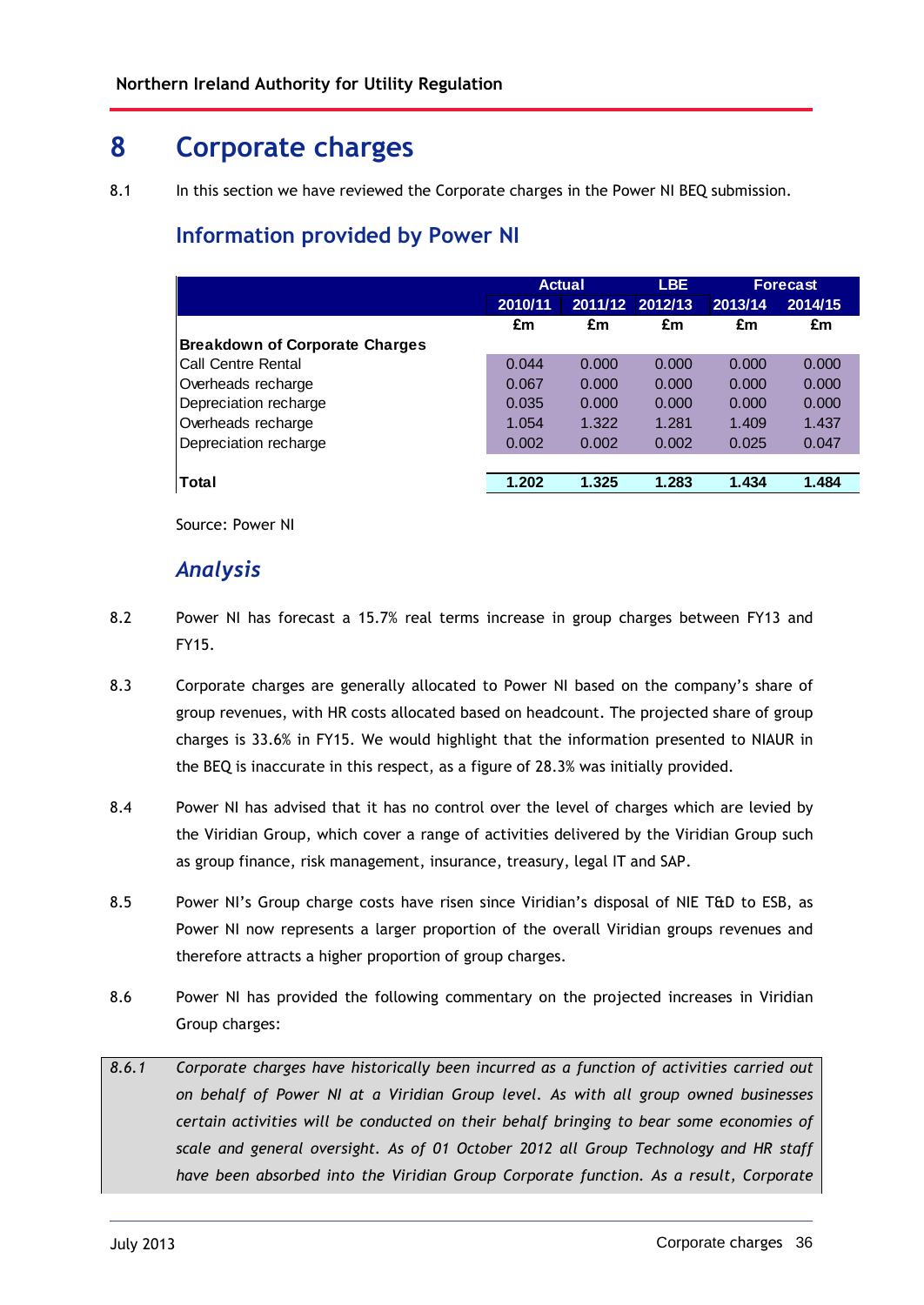# 8 Corporate charges

8.1 In this section we have reviewed the Corporate charges in the Power NI BEQ submission.

## Information provided by Power NI

| | Actual | | LBE | Forecast | |
|---|---|---|---|---|---|
| | 2010/11 | 2011/12 | 2012/13 | 2013/14 | 2014/15 |
| | £m | £m | £m | £m | £m |
| **Breakdown of Corporate Charges** | | | | | |
| Call Centre Rental | 0.044 | 0.000 | 0.000 | 0.000 | 0.000 |
| Overheads recharge | 0.067 | 0.000 | 0.000 | 0.000 | 0.000 |
| Depreciation recharge | 0.035 | 0.000 | 0.000 | 0.000 | 0.000 |
| Overheads recharge | 1.054 | 1.322 | 1.281 | 1.409 | 1.437 |
| Depreciation recharge | 0.002 | 0.002 | 0.002 | 0.025 | 0.047 |
| **Total** | **1.202** | **1.325** | **1.283** | **1.434** | **1.484** |

Source: Power NI

### *Analysis*

8.2 Power NI has forecast a 15.7% real terms increase in group charges between FY13 and FY15.

8.3 Corporate charges are generally allocated to Power NI based on the company's share of group revenues, with HR costs allocated based on headcount. The projected share of group charges is 33.6% in FY15. We would highlight that the information presented to NIAUR in the BEQ is inaccurate in this respect, as a figure of 28.3% was initially provided.

8.4 Power NI has advised that it has no control over the level of charges which are levied by the Viridian Group, which cover a range of activities delivered by the Viridian Group such as group finance, risk management, insurance, treasury, legal IT and SAP.

8.5 Power NI's Group charge costs have risen since Viridian's disposal of NIE T&D to ESB, as Power NI now represents a larger proportion of the overall Viridian groups revenues and therefore attracts a higher proportion of group charges.

8.6 Power NI has provided the following commentary on the projected increases in Viridian Group charges:

*8.6.1 Corporate charges have historically been incurred as a function of activities carried out on behalf of Power NI at a Viridian Group level. As with all group owned businesses certain activities will be conducted on their behalf bringing to bear some economies of scale and general oversight. As of 01 October 2012 all Group Technology and HR staff have been absorbed into the Viridian Group Corporate function. As a result, Corporate*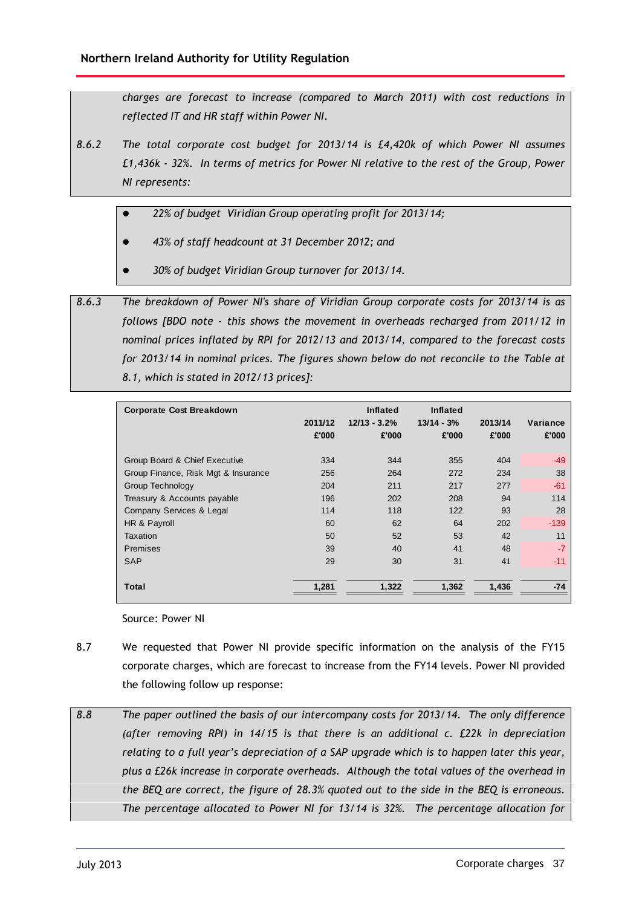*charges are forecast to increase (compared to March 2011) with cost reductions in reflected IT and HR staff within Power NI.*

*8.6.2 The total corporate cost budget for 2013/14 is £4,420k of which Power NI assumes £1,436k - 32%. In terms of metrics for Power NI relative to the rest of the Group, Power NI represents:*

- *22% of budget Viridian Group operating profit for 2013/14;*
- *43% of staff headcount at 31 December 2012; and*
- *30% of budget Viridian Group turnover for 2013/14.*

*8.6.3 The breakdown of Power NI's share of Viridian Group corporate costs for 2013/14 is as follows [BDO note - this shows the movement in overheads recharged from 2011/12 in nominal prices inflated by RPI for 2012/13 and 2013/14, compared to the forecast costs for 2013/14 in nominal prices. The figures shown below do not reconcile to the Table at 8.1, which is stated in 2012/13 prices]:*

| Corporate Cost Breakdown | 2011/12 £'000 | Inflated 12/13 - 3.2% £'000 | Inflated 13/14 - 3% £'000 | 2013/14 £'000 | Variance £'000 |
|---|---|---|---|---|---|
| Group Board & Chief Executive | 334 | 344 | 355 | 404 | -49 |
| Group Finance, Risk Mgt & Insurance | 256 | 264 | 272 | 234 | 38 |
| Group Technology | 204 | 211 | 217 | 277 | -61 |
| Treasury & Accounts payable | 196 | 202 | 208 | 94 | 114 |
| Company Services & Legal | 114 | 118 | 122 | 93 | 28 |
| HR & Payroll | 60 | 62 | 64 | 202 | -139 |
| Taxation | 50 | 52 | 53 | 42 | 11 |
| Premises | 39 | 40 | 41 | 48 | -7 |
| SAP | 29 | 30 | 31 | 41 | -11 |
| **Total** | **1,281** | **1,322** | **1,362** | **1,436** | **-74** |

Source: Power NI

8.7 We requested that Power NI provide specific information on the analysis of the FY15 corporate charges, which are forecast to increase from the FY14 levels. Power NI provided the following follow up response:

*8.8 The paper outlined the basis of our intercompany costs for 2013/14. The only difference (after removing RPI) in 14/15 is that there is an additional c. £22k in depreciation relating to a full year's depreciation of a SAP upgrade which is to happen later this year, plus a £26k increase in corporate overheads. Although the total values of the overhead in the BEQ are correct, the figure of 28.3% quoted out to the side in the BEQ is erroneous. The percentage allocated to Power NI for 13/14 is 32%. The percentage allocation for*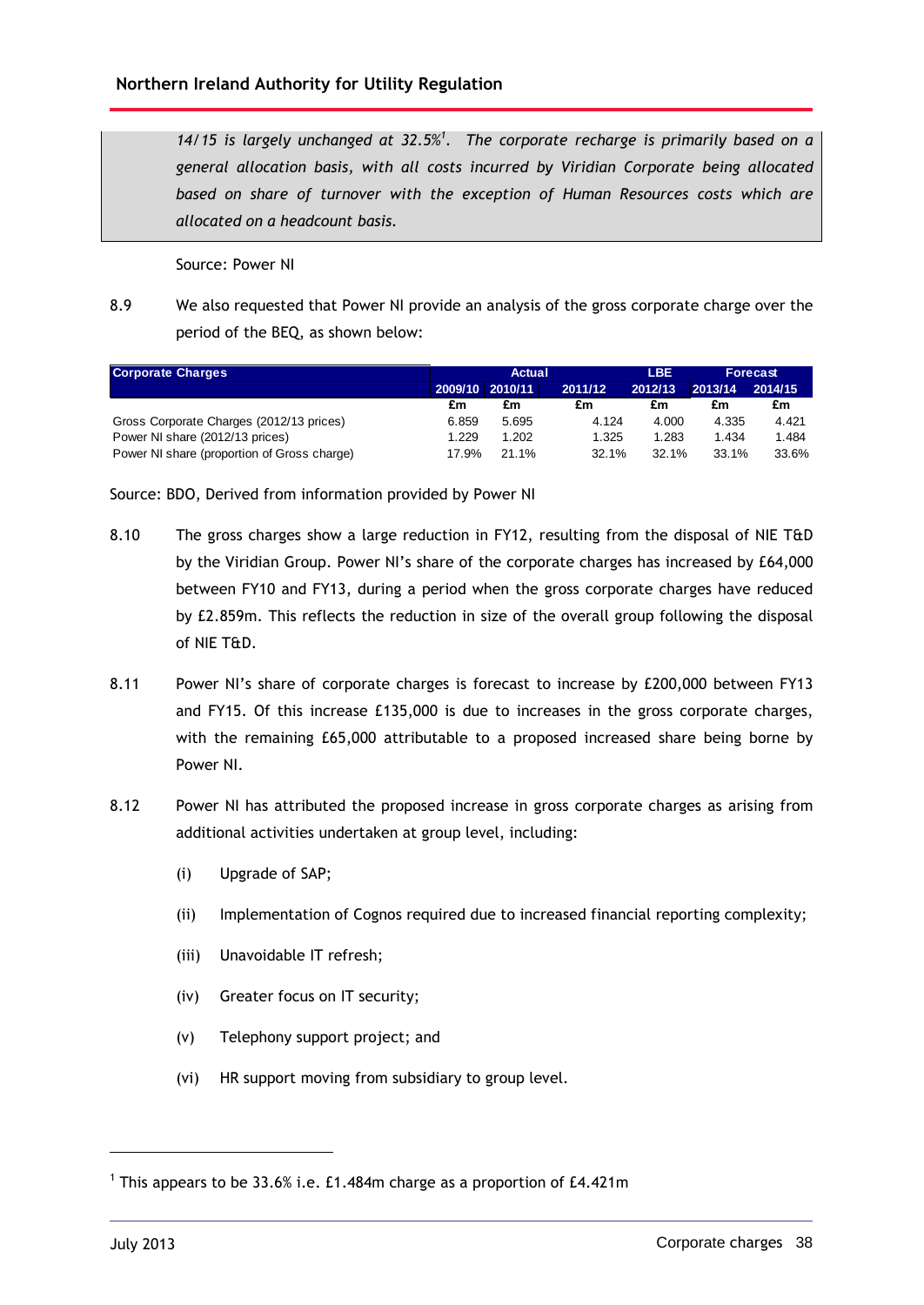*14/15 is largely unchanged at 32.5%[1]. The corporate recharge is primarily based on a general allocation basis, with all costs incurred by Viridian Corporate being allocated based on share of turnover with the exception of Human Resources costs which are allocated on a headcount basis.*

Source: Power NI

8.9 We also requested that Power NI provide an analysis of the gross corporate charge over the period of the BEQ, as shown below:

| Corporate Charges | Actual | | | LBE | Forecast | |
|---|---|---|---|---|---|---|
| | 2009/10 | 2010/11 | 2011/12 | 2012/13 | 2013/14 | 2014/15 |
| | £m | £m | £m | £m | £m | £m |
| Gross Corporate Charges (2012/13 prices) | 6.859 | 5.695 | 4.124 | 4.000 | 4.335 | 4.421 |
| Power NI share (2012/13 prices) | 1.229 | 1.202 | 1.325 | 1.283 | 1.434 | 1.484 |
| Power NI share (proportion of Gross charge) | 17.9% | 21.1% | 32.1% | 32.1% | 33.1% | 33.6% |

Source: BDO, Derived from information provided by Power NI

8.10 The gross charges show a large reduction in FY12, resulting from the disposal of NIE T&D by the Viridian Group. Power NI's share of the corporate charges has increased by £64,000 between FY10 and FY13, during a period when the gross corporate charges have reduced by £2.859m. This reflects the reduction in size of the overall group following the disposal of NIE T&D.

8.11 Power NI's share of corporate charges is forecast to increase by £200,000 between FY13 and FY15. Of this increase £135,000 is due to increases in the gross corporate charges, with the remaining £65,000 attributable to a proposed increased share being borne by Power NI.

8.12 Power NI has attributed the proposed increase in gross corporate charges as arising from additional activities undertaken at group level, including:

(i) Upgrade of SAP;

(ii) Implementation of Cognos required due to increased financial reporting complexity;

(iii) Unavoidable IT refresh;

(iv) Greater focus on IT security;

(v) Telephony support project; and

(vi) HR support moving from subsidiary to group level.

[1] This appears to be 33.6% i.e. £1.484m charge as a proportion of £4.421m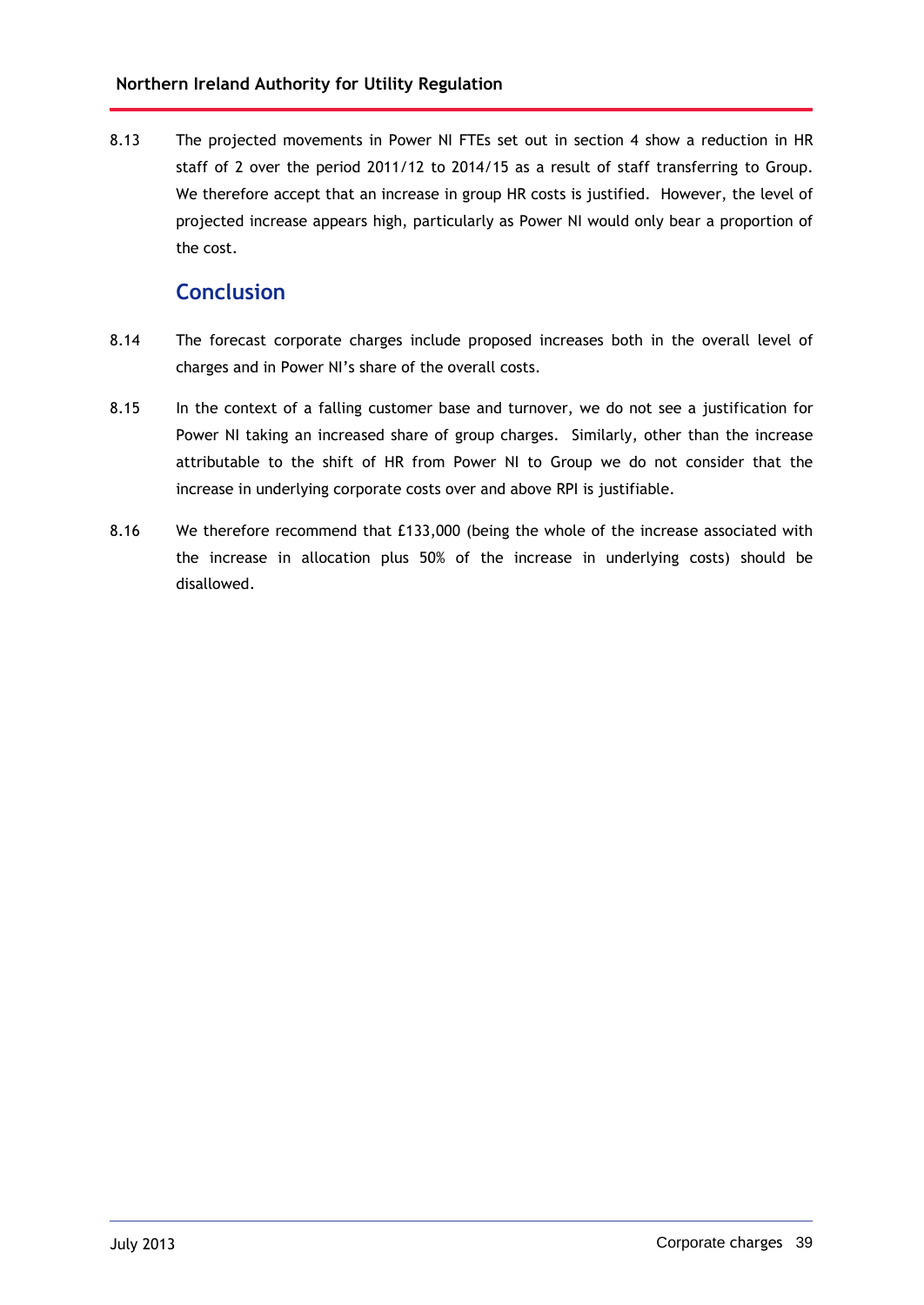8.13 The projected movements in Power NI FTEs set out in section 4 show a reduction in HR staff of 2 over the period 2011/12 to 2014/15 as a result of staff transferring to Group. We therefore accept that an increase in group HR costs is justified. However, the level of projected increase appears high, particularly as Power NI would only bear a proportion of the cost.

## Conclusion

8.14 The forecast corporate charges include proposed increases both in the overall level of charges and in Power NI's share of the overall costs.

8.15 In the context of a falling customer base and turnover, we do not see a justification for Power NI taking an increased share of group charges. Similarly, other than the increase attributable to the shift of HR from Power NI to Group we do not consider that the increase in underlying corporate costs over and above RPI is justifiable.

8.16 We therefore recommend that £133,000 (being the whole of the increase associated with the increase in allocation plus 50% of the increase in underlying costs) should be disallowed.